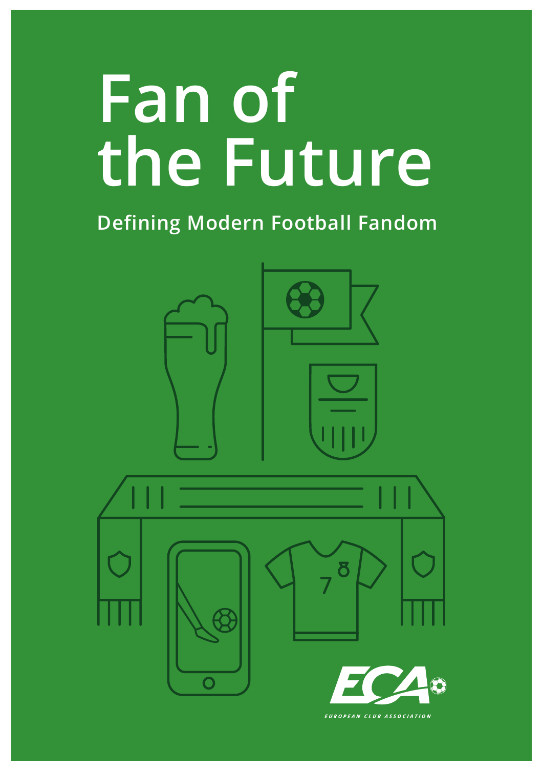# Fan of the Future

## Defining Modern Football Fandom

EUROPEAN CLUB ASSOCIATION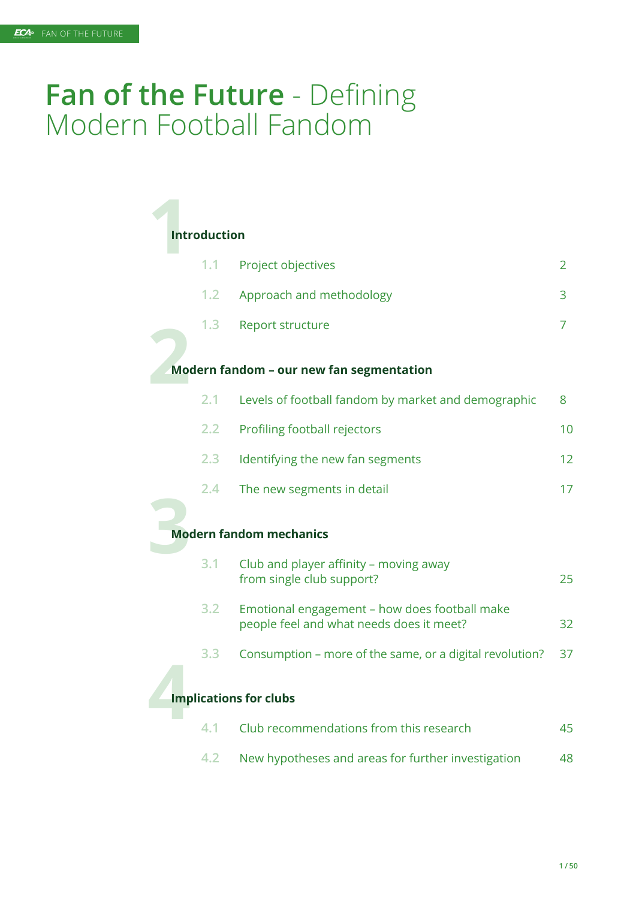# Fan of the Future - Defining Modern Football Fandom

## 1 Introduction

| | | |
|---|---|---|
| 1.1 | Project objectives | 2 |
| 1.2 | Approach and methodology | 3 |
| 1.3 | Report structure | 7 |

## 2 Modern fandom – our new fan segmentation

| | | |
|---|---|---|
| 2.1 | Levels of football fandom by market and demographic | 8 |
| 2.2 | Profiling football rejectors | 10 |
| 2.3 | Identifying the new fan segments | 12 |
| 2.4 | The new segments in detail | 17 |

## 3 Modern fandom mechanics

| | | |
|---|---|---|
| 3.1 | Club and player affinity – moving away from single club support? | 25 |
| 3.2 | Emotional engagement – how does football make people feel and what needs does it meet? | 32 |
| 3.3 | Consumption – more of the same, or a digital revolution? | 37 |

## 4 Implications for clubs

| | | |
|---|---|---|
| 4.1 | Club recommendations from this research | 45 |
| 4.2 | New hypotheses and areas for further investigation | 48 |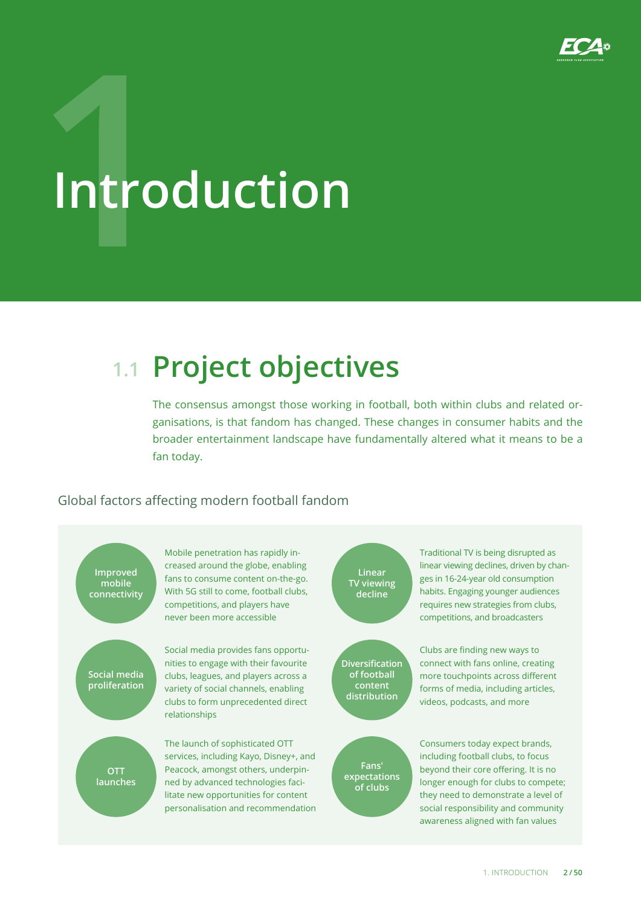# 1 Introduction

## 1.1 Project objectives

The consensus amongst those working in football, both within clubs and related organisations, is that fandom has changed. These changes in consumer habits and the broader entertainment landscape have fundamentally altered what it means to be a fan today.

### Global factors affecting modern football fandom

**Improved mobile connectivity**
Mobile penetration has rapidly increased around the globe, enabling fans to consume content on-the-go. With 5G still to come, football clubs, competitions, and players have never been more accessible

**Social media proliferation**
Social media provides fans opportunities to engage with their favourite clubs, leagues, and players across a variety of social channels, enabling clubs to form unprecedented direct relationships

**OTT launches**
The launch of sophisticated OTT services, including Kayo, Disney+, and Peacock, amongst others, underpinned by advanced technologies facilitate new opportunities for content personalisation and recommendation

**Linear TV viewing decline**
Traditional TV is being disrupted as linear viewing declines, driven by changes in 16-24-year old consumption habits. Engaging younger audiences requires new strategies from clubs, competitions, and broadcasters

**Diversification of football content distribution**
Clubs are finding new ways to connect with fans online, creating more touchpoints across different forms of media, including articles, videos, podcasts, and more

**Fans' expectations of clubs**
Consumers today expect brands, including football clubs, to focus beyond their core offering. It is no longer enough for clubs to compete; they need to demonstrate a level of social responsibility and community awareness aligned with fan values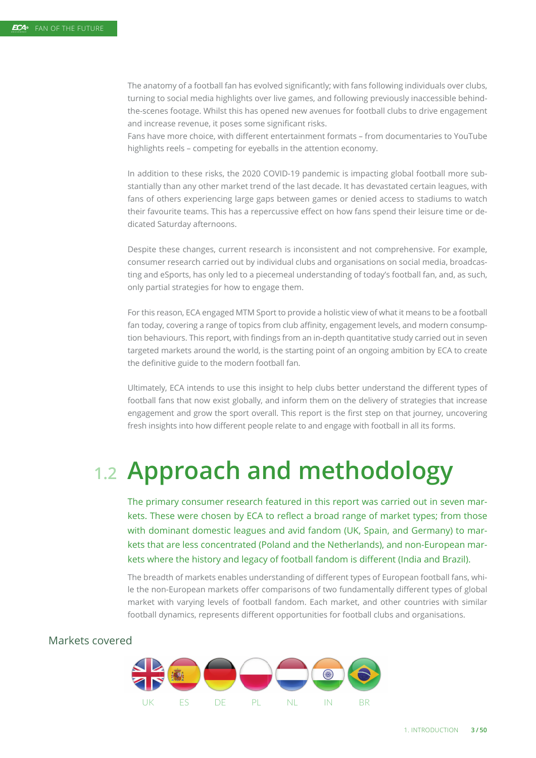The anatomy of a football fan has evolved significantly; with fans following individuals over clubs, turning to social media highlights over live games, and following previously inaccessible behind-the-scenes footage. Whilst this has opened new avenues for football clubs to drive engagement and increase revenue, it poses some significant risks.
Fans have more choice, with different entertainment formats – from documentaries to YouTube highlights reels – competing for eyeballs in the attention economy.

In addition to these risks, the 2020 COVID-19 pandemic is impacting global football more substantially than any other market trend of the last decade. It has devastated certain leagues, with fans of others experiencing large gaps between games or denied access to stadiums to watch their favourite teams. This has a repercussive effect on how fans spend their leisure time or dedicated Saturday afternoons.

Despite these changes, current research is inconsistent and not comprehensive. For example, consumer research carried out by individual clubs and organisations on social media, broadcasting and eSports, has only led to a piecemeal understanding of today's football fan, and, as such, only partial strategies for how to engage them.

For this reason, ECA engaged MTM Sport to provide a holistic view of what it means to be a football fan today, covering a range of topics from club affinity, engagement levels, and modern consumption behaviours. This report, with findings from an in-depth quantitative study carried out in seven targeted markets around the world, is the starting point of an ongoing ambition by ECA to create the definitive guide to the modern football fan.

Ultimately, ECA intends to use this insight to help clubs better understand the different types of football fans that now exist globally, and inform them on the delivery of strategies that increase engagement and grow the sport overall. This report is the first step on that journey, uncovering fresh insights into how different people relate to and engage with football in all its forms.

## 1.2 Approach and methodology

The primary consumer research featured in this report was carried out in seven markets. These were chosen by ECA to reflect a broad range of market types; from those with dominant domestic leagues and avid fandom (UK, Spain, and Germany) to markets that are less concentrated (Poland and the Netherlands), and non-European markets where the history and legacy of football fandom is different (India and Brazil).

The breadth of markets enables understanding of different types of European football fans, while the non-European markets offer comparisons of two fundamentally different types of global market with varying levels of football fandom. Each market, and other countries with similar football dynamics, represents different opportunities for football clubs and organisations.

### Markets covered

UK ES DE PL NL IN BR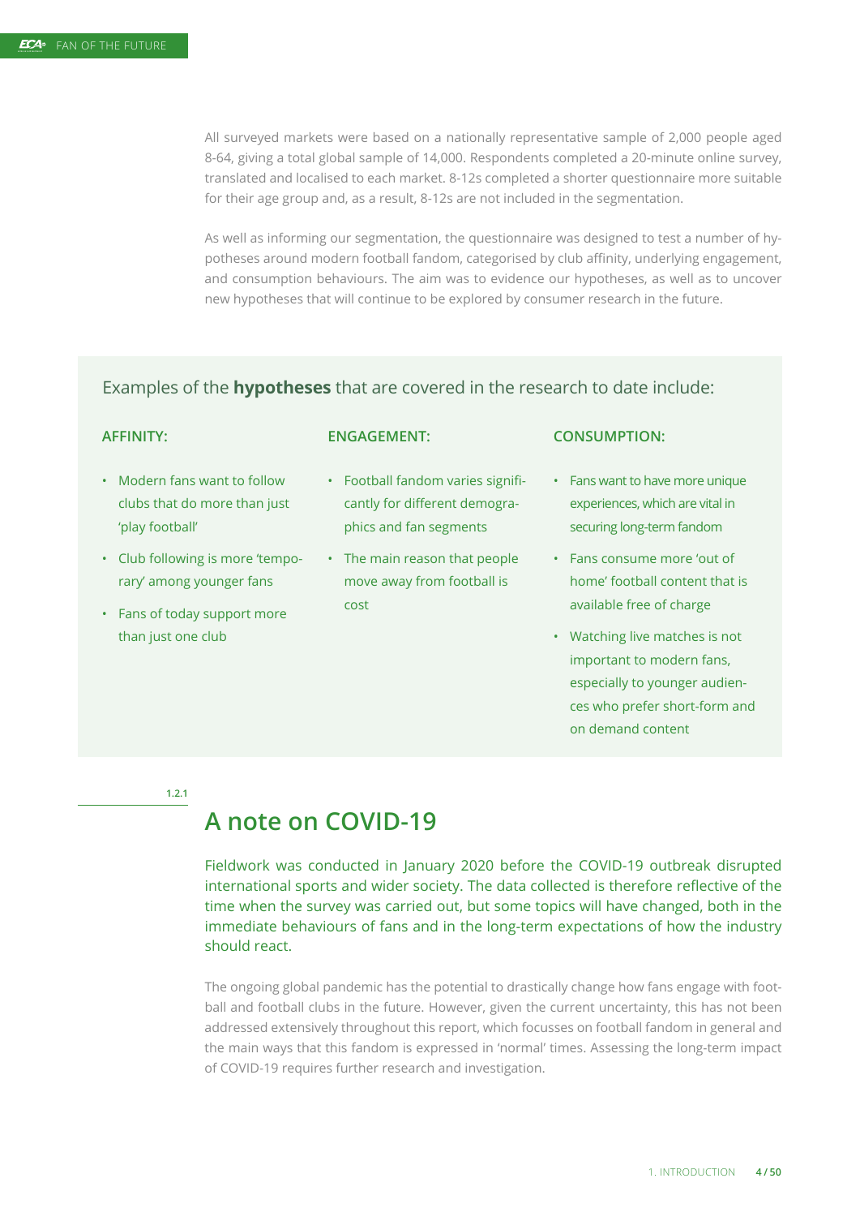All surveyed markets were based on a nationally representative sample of 2,000 people aged 8-64, giving a total global sample of 14,000. Respondents completed a 20-minute online survey, translated and localised to each market. 8-12s completed a shorter questionnaire more suitable for their age group and, as a result, 8-12s are not included in the segmentation.

As well as informing our segmentation, the questionnaire was designed to test a number of hypotheses around modern football fandom, categorised by club affinity, underlying engagement, and consumption behaviours. The aim was to evidence our hypotheses, as well as to uncover new hypotheses that will continue to be explored by consumer research in the future.

Examples of the **hypotheses** that are covered in the research to date include:

**AFFINITY:**

- Modern fans want to follow clubs that do more than just 'play football'
- Club following is more 'temporary' among younger fans
- Fans of today support more than just one club

**ENGAGEMENT:**

- Football fandom varies significantly for different demographics and fan segments
- The main reason that people move away from football is cost

**CONSUMPTION:**

- Fans want to have more unique experiences, which are vital in securing long-term fandom
- Fans consume more 'out of home' football content that is available free of charge
- Watching live matches is not important to modern fans, especially to younger audiences who prefer short-form and on demand content

1.2.1

## A note on COVID-19

Fieldwork was conducted in January 2020 before the COVID-19 outbreak disrupted international sports and wider society. The data collected is therefore reflective of the time when the survey was carried out, but some topics will have changed, both in the immediate behaviours of fans and in the long-term expectations of how the industry should react.

The ongoing global pandemic has the potential to drastically change how fans engage with football and football clubs in the future. However, given the current uncertainty, this has not been addressed extensively throughout this report, which focusses on football fandom in general and the main ways that this fandom is expressed in 'normal' times. Assessing the long-term impact of COVID-19 requires further research and investigation.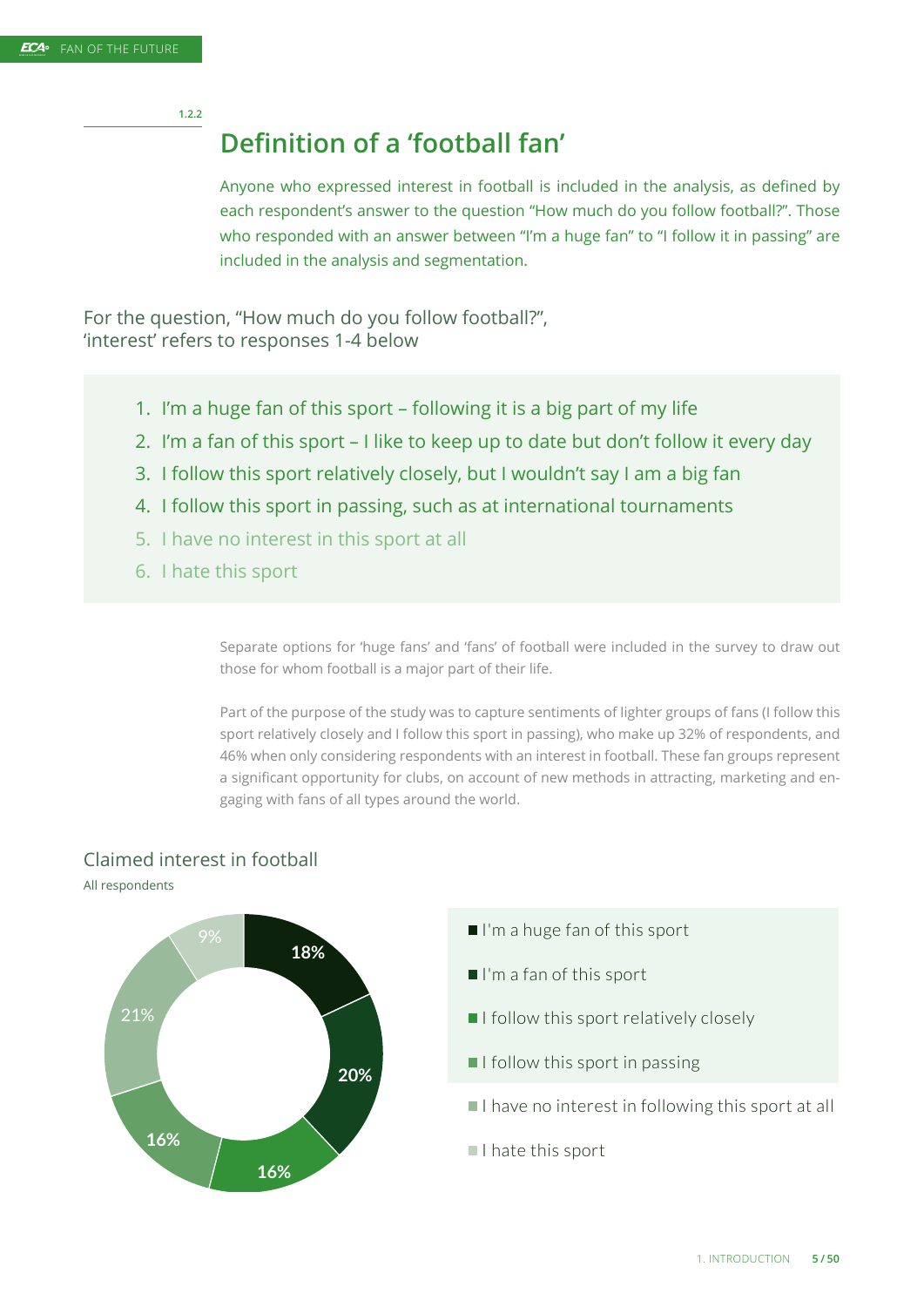1.2.2

## Definition of a 'football fan'

Anyone who expressed interest in football is included in the analysis, as defined by each respondent's answer to the question "How much do you follow football?". Those who responded with an answer between "I'm a huge fan" to "I follow it in passing" are included in the analysis and segmentation.

For the question, "How much do you follow football?", 'interest' refers to responses 1-4 below

1. I'm a huge fan of this sport – following it is a big part of my life
2. I'm a fan of this sport – I like to keep up to date but don't follow it every day
3. I follow this sport relatively closely, but I wouldn't say I am a big fan
4. I follow this sport in passing, such as at international tournaments
5. I have no interest in this sport at all
6. I hate this sport

Separate options for 'huge fans' and 'fans' of football were included in the survey to draw out those for whom football is a major part of their life.

Part of the purpose of the study was to capture sentiments of lighter groups of fans (I follow this sport relatively closely and I follow this sport in passing), who make up 32% of respondents, and 46% when only considering respondents with an interest in football. These fan groups represent a significant opportunity for clubs, on account of new methods in attracting, marketing and engaging with fans of all types around the world.

### Claimed interest in football

All respondents

| Response | Share |
| --- | --- |
| I'm a huge fan of this sport | 18% |
| I'm a fan of this sport | 20% |
| I follow this sport relatively closely | 16% |
| I follow this sport in passing | 16% |
| I have no interest in following this sport at all | 21% |
| I hate this sport | 9% |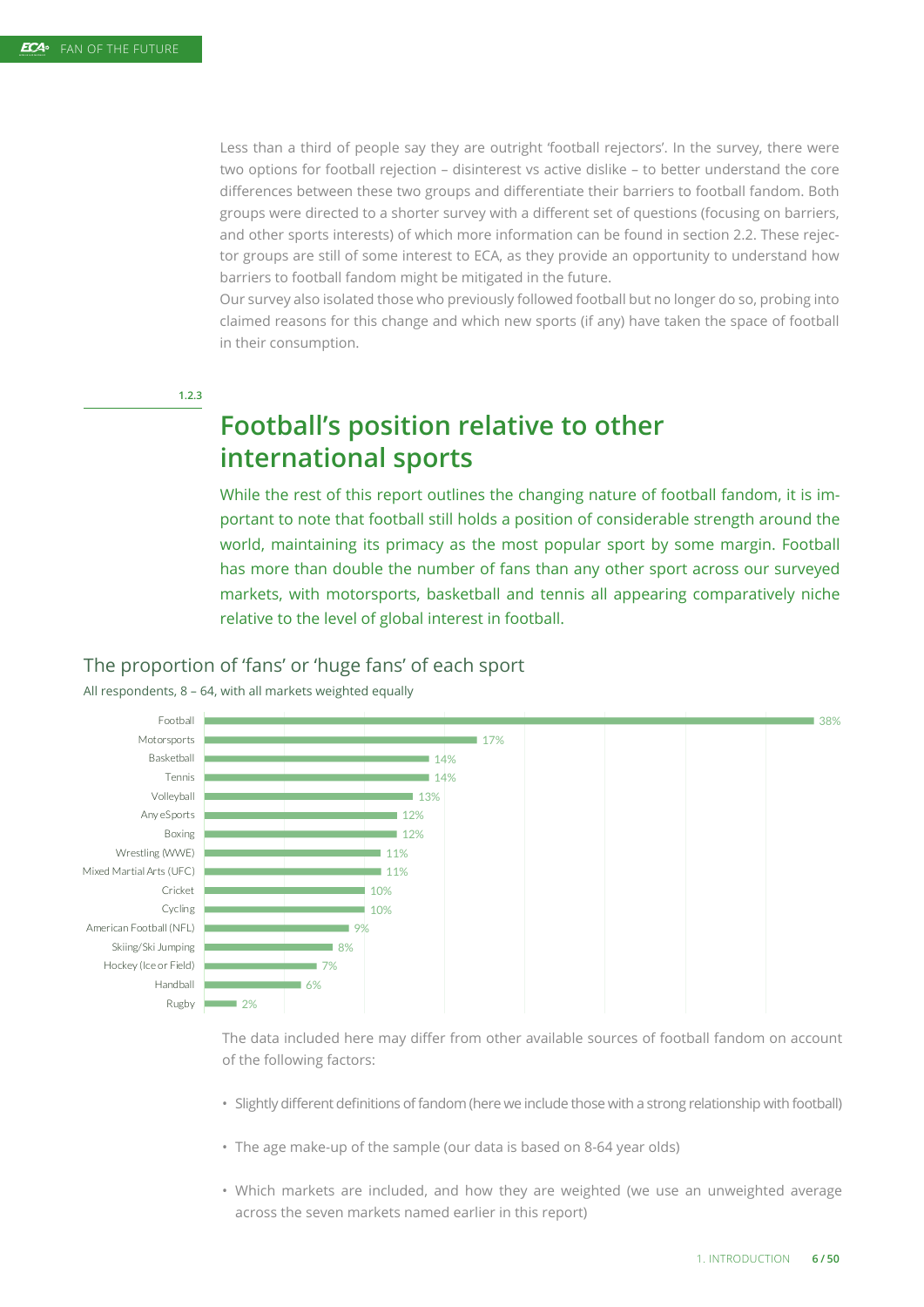Less than a third of people say they are outright 'football rejectors'. In the survey, there were two options for football rejection – disinterest vs active dislike – to better understand the core differences between these two groups and differentiate their barriers to football fandom. Both groups were directed to a shorter survey with a different set of questions (focusing on barriers, and other sports interests) of which more information can be found in section 2.2. These rejector groups are still of some interest to ECA, as they provide an opportunity to understand how barriers to football fandom might be mitigated in the future.

Our survey also isolated those who previously followed football but no longer do so, probing into claimed reasons for this change and which new sports (if any) have taken the space of football in their consumption.

1.2.3

## Football's position relative to other international sports

While the rest of this report outlines the changing nature of football fandom, it is important to note that football still holds a position of considerable strength around the world, maintaining its primacy as the most popular sport by some margin. Football has more than double the number of fans than any other sport across our surveyed markets, with motorsports, basketball and tennis all appearing comparatively niche relative to the level of global interest in football.

### The proportion of 'fans' or 'huge fans' of each sport

All respondents, 8 – 64, with all markets weighted equally

| Sport | Proportion |
|---|---|
| Football | 38% |
| Motorsports | 17% |
| Basketball | 14% |
| Tennis | 14% |
| Volleyball | 13% |
| Any eSports | 12% |
| Boxing | 12% |
| Wrestling (WWE) | 11% |
| Mixed Martial Arts (UFC) | 11% |
| Cricket | 10% |
| Cycling | 10% |
| American Football (NFL) | 9% |
| Skiing/Ski Jumping | 8% |
| Hockey (Ice or Field) | 7% |
| Handball | 6% |
| Rugby | 2% |

The data included here may differ from other available sources of football fandom on account of the following factors:

- Slightly different definitions of fandom (here we include those with a strong relationship with football)
- The age make-up of the sample (our data is based on 8-64 year olds)
- Which markets are included, and how they are weighted (we use an unweighted average across the seven markets named earlier in this report)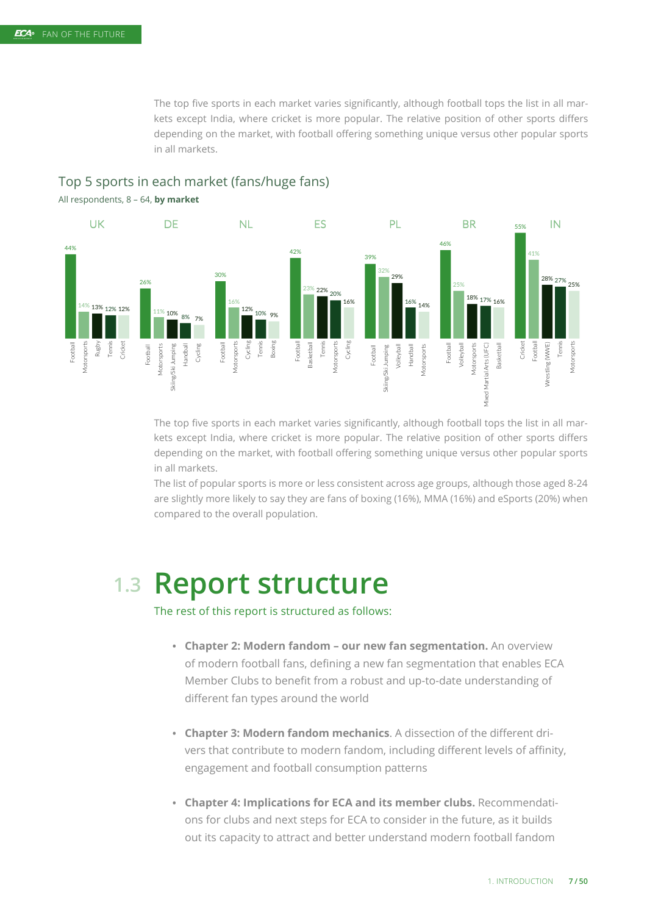The top five sports in each market varies significantly, although football tops the list in all markets except India, where cricket is more popular. The relative position of other sports differs depending on the market, with football offering something unique versus other popular sports in all markets.

## Top 5 sports in each market (fans/huge fans)

All respondents, 8 – 64, **by market**

| Market | 1 | 2 | 3 | 4 | 5 |
|---|---|---|---|---|---|
| UK | Football 44% | Motorsports 14% | Rugby 13% | Tennis 12% | Cricket 12% |
| DE | Football 26% | Motorsports 11% | Skiing/Ski Jumping 10% | Handball 8% | Cycling 7% |
| NL | Football 30% | Motorsports 16% | Cycling 12% | Tennis 10% | Boxing 9% |
| ES | Football 42% | Basketball 23% | Tennis 22% | Motorsports 20% | Cycling 16% |
| PL | Football 39% | Skiing/Ski Jumping 32% | Volleyball 29% | Handball 16% | Motorsports 14% |
| BR | Football 46% | Volleyball 25% | Motorsports 18% | Mixed Martial Arts (UFC) 17% | Basketball 16% |
| IN | Cricket 55% | Football 41% | Wrestling (WWE) 28% | Tennis 27% | Motorsports 25% |

The top five sports in each market varies significantly, although football tops the list in all markets except India, where cricket is more popular. The relative position of other sports differs depending on the market, with football offering something unique versus other popular sports in all markets.

The list of popular sports is more or less consistent across age groups, although those aged 8-24 are slightly more likely to say they are fans of boxing (16%), MMA (16%) and eSports (20%) when compared to the overall population.

# 1.3 Report structure

The rest of this report is structured as follows:

- **Chapter 2: Modern fandom – our new fan segmentation.** An overview of modern football fans, defining a new fan segmentation that enables ECA Member Clubs to benefit from a robust and up-to-date understanding of different fan types around the world
- **Chapter 3: Modern fandom mechanics**. A dissection of the different drivers that contribute to modern fandom, including different levels of affinity, engagement and football consumption patterns
- **Chapter 4: Implications for ECA and its member clubs.** Recommendations for clubs and next steps for ECA to consider in the future, as it builds out its capacity to attract and better understand modern football fandom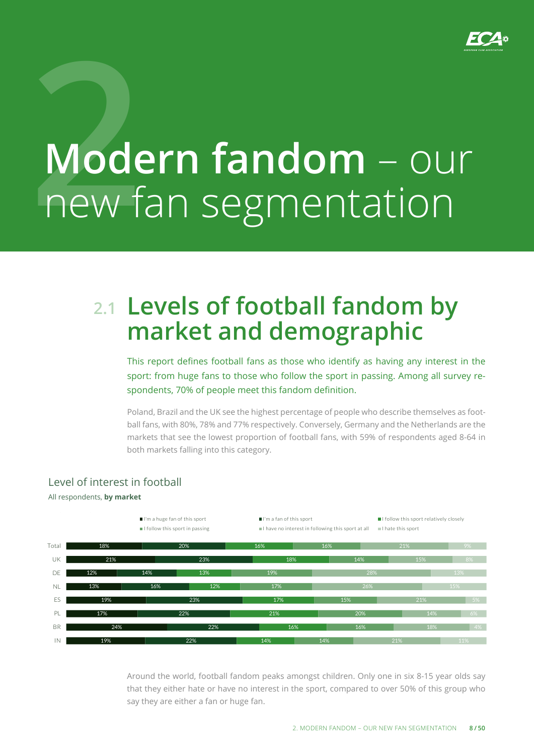# Modern fandom – our new fan segmentation

## 2.1 Levels of football fandom by market and demographic

This report defines football fans as those who identify as having any interest in the sport: from huge fans to those who follow the sport in passing. Among all survey respondents, 70% of people meet this fandom definition.

Poland, Brazil and the UK see the highest percentage of people who describe themselves as football fans, with 80%, 78% and 77% respectively. Conversely, Germany and the Netherlands are the markets that see the lowest proportion of football fans, with 59% of respondents aged 8-64 in both markets falling into this category.

### Level of interest in football

All respondents, **by market**

| | I'm a huge fan of this sport | I'm a fan of this sport | I follow this sport relatively closely | I follow this sport in passing | I have no interest in following this sport at all | I hate this sport |
|---|---|---|---|---|---|---|
| Total | 18% | 20% | 16% | 16% | 21% | 9% |
| UK | 21% | 23% | 18% | 14% | 15% | 8% |
| DE | 12% | 14% | 13% | 19% | 28% | 13% |
| NL | 13% | 16% | 12% | 17% | 26% | 15% |
| ES | 19% | 23% | 17% | 15% | 21% | 5% |
| PL | 17% | 22% | 21% | 20% | 14% | 6% |
| BR | 24% | 22% | 16% | 16% | 18% | 4% |
| IN | 19% | 22% | 14% | 14% | 21% | 11% |

Around the world, football fandom peaks amongst children. Only one in six 8-15 year olds say that they either hate or have no interest in the sport, compared to over 50% of this group who say they are either a fan or huge fan.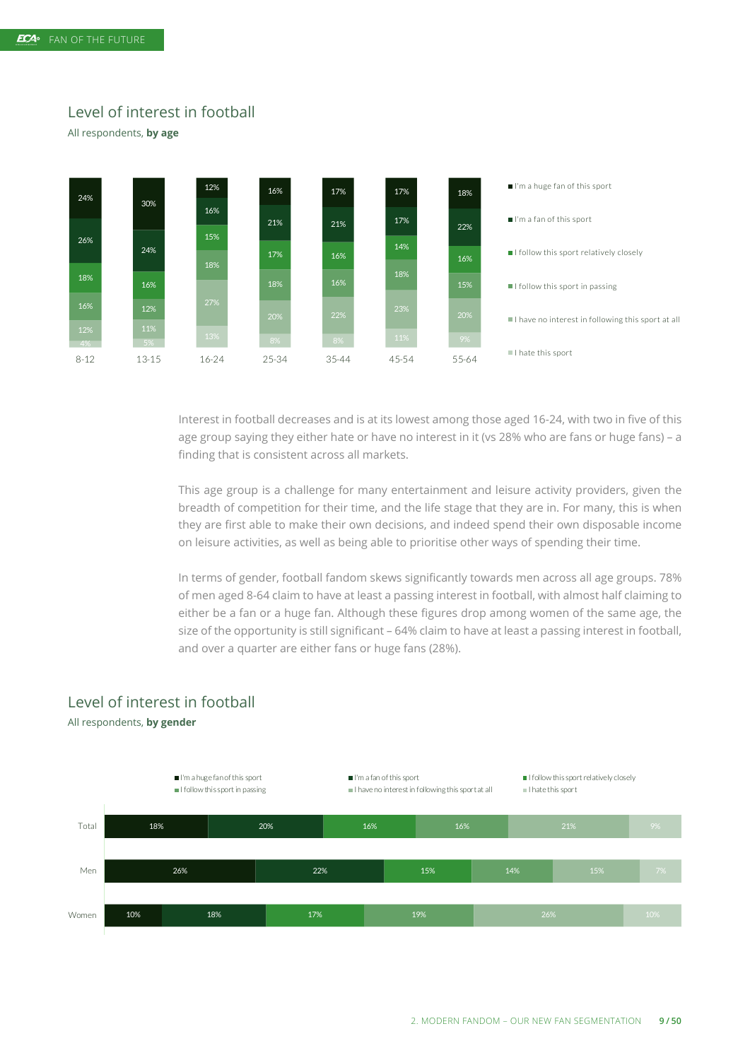## Level of interest in football

All respondents, **by age**

| | 8-12 | 13-15 | 16-24 | 25-34 | 35-44 | 45-54 | 55-64 |
|---|---|---|---|---|---|---|---|
| I'm a huge fan of this sport | 24% | 30% | 12% | 16% | 17% | 17% | 18% |
| I'm a fan of this sport | 26% | 24% | 16% | 21% | 21% | 17% | 22% |
| I follow this sport relatively closely | 18% | 16% | 15% | 17% | 16% | 14% | 16% |
| I follow this sport in passing | 16% | 12% | 18% | 18% | 16% | 18% | 15% |
| I have no interest in following this sport at all | 12% | 11% | 27% | 20% | 22% | 23% | 20% |
| I hate this sport | 4% | 5% | 13% | 8% | 8% | 11% | 9% |

Interest in football decreases and is at its lowest among those aged 16-24, with two in five of this age group saying they either hate or have no interest in it (vs 28% who are fans or huge fans) – a finding that is consistent across all markets.

This age group is a challenge for many entertainment and leisure activity providers, given the breadth of competition for their time, and the life stage that they are in. For many, this is when they are first able to make their own decisions, and indeed spend their own disposable income on leisure activities, as well as being able to prioritise other ways of spending their time.

In terms of gender, football fandom skews significantly towards men across all age groups. 78% of men aged 8-64 claim to have at least a passing interest in football, with almost half claiming to either be a fan or a huge fan. Although these figures drop among women of the same age, the size of the opportunity is still significant – 64% claim to have at least a passing interest in football, and over a quarter are either fans or huge fans (28%).

## Level of interest in football

All respondents, **by gender**

| | I'm a huge fan of this sport | I'm a fan of this sport | I follow this sport relatively closely | I follow this sport in passing | I have no interest in following this sport at all | I hate this sport |
|---|---|---|---|---|---|---|
| Total | 18% | 20% | 16% | 16% | 21% | 9% |
| Men | 26% | 22% | 15% | 14% | 15% | 7% |
| Women | 10% | 18% | 17% | 19% | 26% | 10% |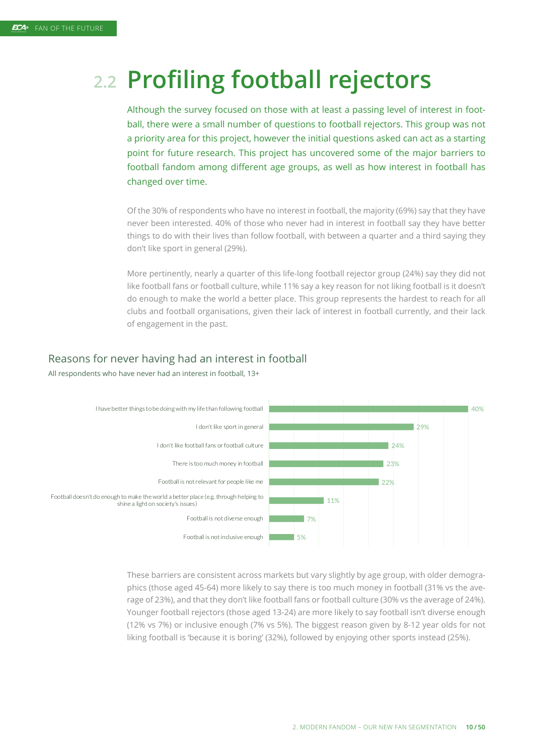# 2.2 Profiling football rejectors

Although the survey focused on those with at least a passing level of interest in football, there were a small number of questions to football rejectors. This group was not a priority area for this project, however the initial questions asked can act as a starting point for future research. This project has uncovered some of the major barriers to football fandom among different age groups, as well as how interest in football has changed over time.

Of the 30% of respondents who have no interest in football, the majority (69%) say that they have never been interested. 40% of those who never had in interest in football say they have better things to do with their lives than follow football, with between a quarter and a third saying they don't like sport in general (29%).

More pertinently, nearly a quarter of this life-long football rejector group (24%) say they did not like football fans or football culture, while 11% say a key reason for not liking football is it doesn't do enough to make the world a better place. This group represents the hardest to reach for all clubs and football organisations, given their lack of interest in football currently, and their lack of engagement in the past.

## Reasons for never having had an interest in football

All respondents who have never had an interest in football, 13+

| Reason | % |
|---|---|
| I have better things to be doing with my life than following football | 40% |
| I don't like sport in general | 29% |
| I don't like football fans or football culture | 24% |
| There is too much money in football | 23% |
| Football is not relevant for people like me | 22% |
| Football doesn't do enough to make the world a better place (e.g. through helping to shine a light on society's issues) | 11% |
| Football is not diverse enough | 7% |
| Football is not inclusive enough | 5% |

These barriers are consistent across markets but vary slightly by age group, with older demographics (those aged 45-64) more likely to say there is too much money in football (31% vs the average of 23%), and that they don't like football fans or football culture (30% vs the average of 24%). Younger football rejectors (those aged 13-24) are more likely to say football isn't diverse enough (12% vs 7%) or inclusive enough (7% vs 5%). The biggest reason given by 8-12 year olds for not liking football is 'because it is boring' (32%), followed by enjoying other sports instead (25%).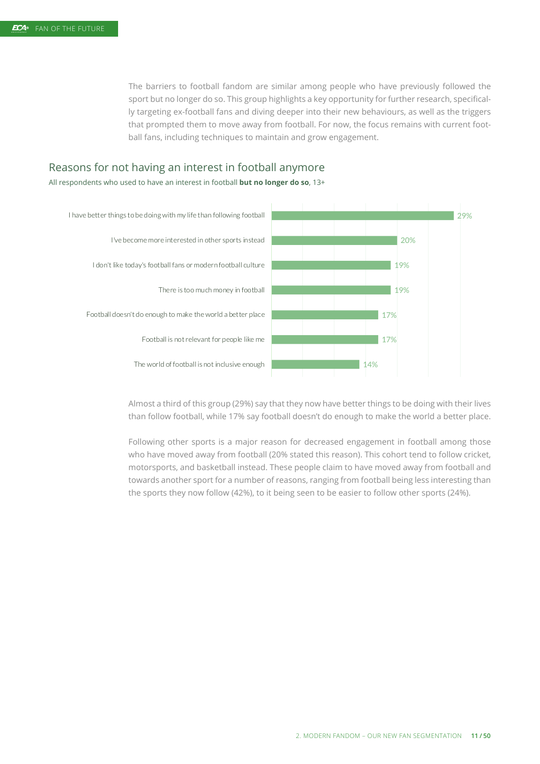The barriers to football fandom are similar among people who have previously followed the sport but no longer do so. This group highlights a key opportunity for further research, specifically targeting ex-football fans and diving deeper into their new behaviours, as well as the triggers that prompted them to move away from football. For now, the focus remains with current football fans, including techniques to maintain and grow engagement.

## Reasons for not having an interest in football anymore

All respondents who used to have an interest in football **but no longer do so**, 13+

| Reason | % |
|---|---|
| I have better things to be doing with my life than following football | 29% |
| I've become more interested in other sports instead | 20% |
| I don't like today's football fans or modern football culture | 19% |
| There is too much money in football | 19% |
| Football doesn't do enough to make the world a better place | 17% |
| Football is not relevant for people like me | 17% |
| The world of football is not inclusive enough | 14% |

Almost a third of this group (29%) say that they now have better things to be doing with their lives than follow football, while 17% say football doesn't do enough to make the world a better place.

Following other sports is a major reason for decreased engagement in football among those who have moved away from football (20% stated this reason). This cohort tend to follow cricket, motorsports, and basketball instead. These people claim to have moved away from football and towards another sport for a number of reasons, ranging from football being less interesting than the sports they now follow (42%), to it being seen to be easier to follow other sports (24%).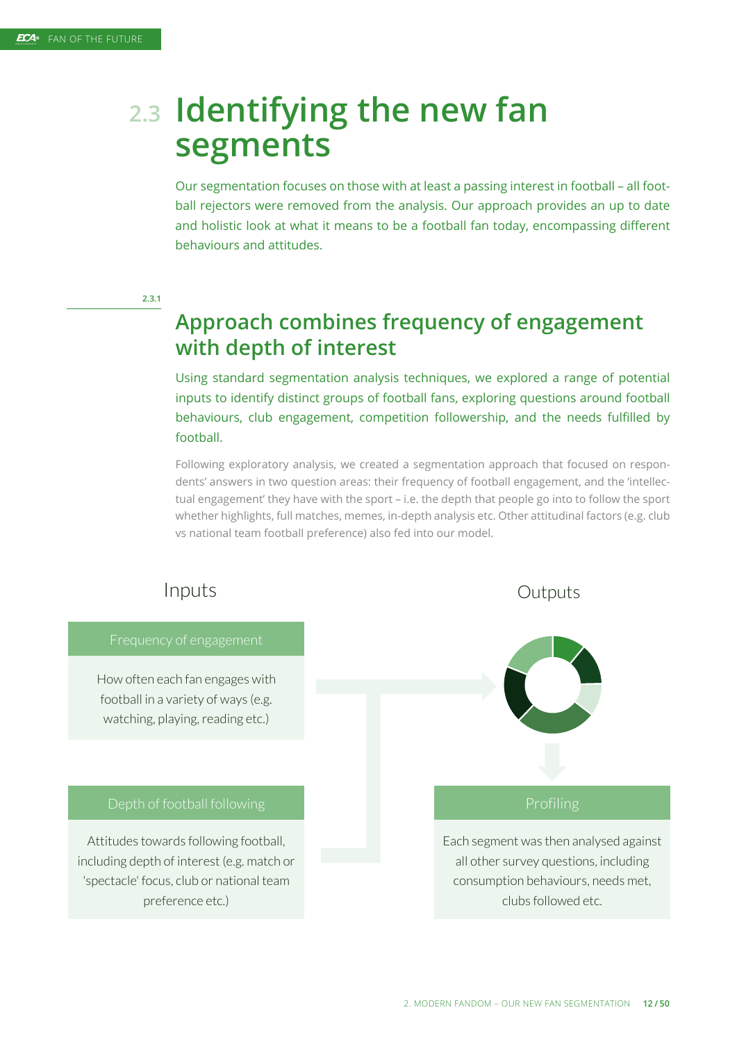# 2.3 Identifying the new fan segments

Our segmentation focuses on those with at least a passing interest in football – all football rejectors were removed from the analysis. Our approach provides an up to date and holistic look at what it means to be a football fan today, encompassing different behaviours and attitudes.

2.3.1

## Approach combines frequency of engagement with depth of interest

Using standard segmentation analysis techniques, we explored a range of potential inputs to identify distinct groups of football fans, exploring questions around football behaviours, club engagement, competition followership, and the needs fulfilled by football.

Following exploratory analysis, we created a segmentation approach that focused on respondents' answers in two question areas: their frequency of football engagement, and the 'intellectual engagement' they have with the sport – i.e. the depth that people go into to follow the sport whether highlights, full matches, memes, in-depth analysis etc. Other attitudinal factors (e.g. club vs national team football preference) also fed into our model.

Inputs

**Frequency of engagement**

How often each fan engages with football in a variety of ways (e.g. watching, playing, reading etc.)

**Depth of football following**

Attitudes towards following football, including depth of interest (e.g. match or 'spectacle' focus, club or national team preference etc.)

Outputs

**Profiling**

Each segment was then analysed against all other survey questions, including consumption behaviours, needs met, clubs followed etc.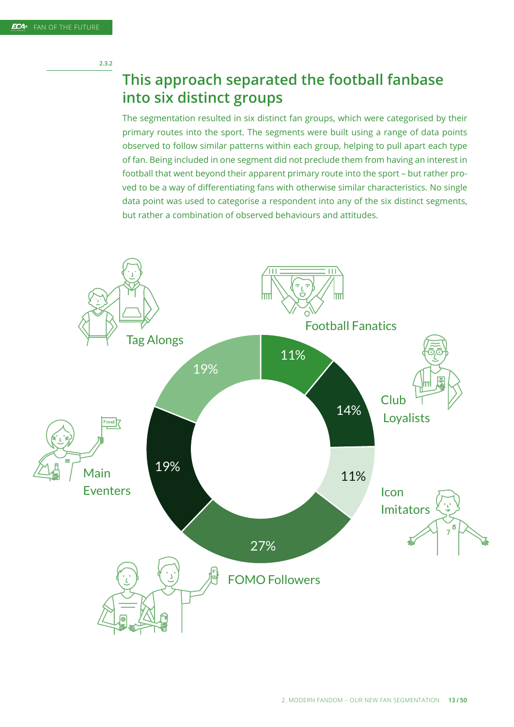2.3.2

## This approach separated the football fanbase into six distinct groups

The segmentation resulted in six distinct fan groups, which were categorised by their primary routes into the sport. The segments were built using a range of data points observed to follow similar patterns within each group, helping to pull apart each type of fan. Being included in one segment did not preclude them from having an interest in football that went beyond their apparent primary route into the sport – but rather proved to be a way of differentiating fans with otherwise similar characteristics. No single data point was used to categorise a respondent into any of the six distinct segments, but rather a combination of observed behaviours and attitudes.

| Segment | Share |
|---|---|
| Football Fanatics | 11% |
| Club Loyalists | 14% |
| Icon Imitators | 11% |
| FOMO Followers | 27% |
| Main Eventers | 19% |
| Tag Alongs | 19% |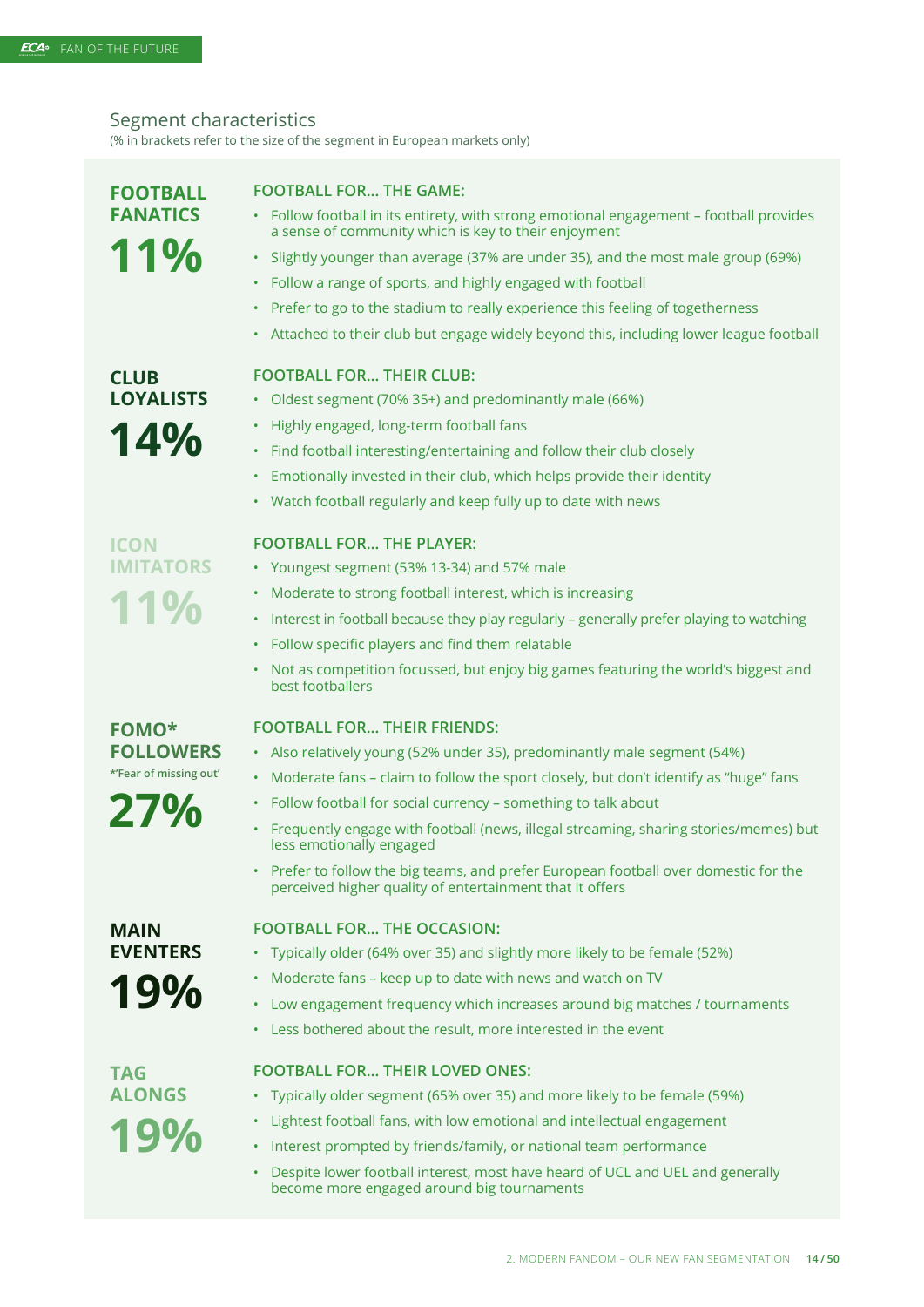## Segment characteristics

(% in brackets refer to the size of the segment in European markets only)

### FOOTBALL FANATICS

**11%**

**FOOTBALL FOR... THE GAME:**

- Follow football in its entirety, with strong emotional engagement – football provides a sense of community which is key to their enjoyment
- Slightly younger than average (37% are under 35), and the most male group (69%)
- Follow a range of sports, and highly engaged with football
- Prefer to go to the stadium to really experience this feeling of togetherness
- Attached to their club but engage widely beyond this, including lower league football

### CLUB LOYALISTS

**14%**

**FOOTBALL FOR... THEIR CLUB:**

- Oldest segment (70% 35+) and predominantly male (66%)
- Highly engaged, long-term football fans
- Find football interesting/entertaining and follow their club closely
- Emotionally invested in their club, which helps provide their identity
- Watch football regularly and keep fully up to date with news

### ICON IMITATORS

**11%**

**FOOTBALL FOR... THE PLAYER:**

- Youngest segment (53% 13-34) and 57% male
- Moderate to strong football interest, which is increasing
- Interest in football because they play regularly – generally prefer playing to watching
- Follow specific players and find them relatable
- Not as competition focussed, but enjoy big games featuring the world's biggest and best footballers

### FOMO* FOLLOWERS

*'Fear of missing out'

**27%**

**FOOTBALL FOR... THEIR FRIENDS:**

- Also relatively young (52% under 35), predominantly male segment (54%)
- Moderate fans – claim to follow the sport closely, but don't identify as "huge" fans
- Follow football for social currency – something to talk about
- Frequently engage with football (news, illegal streaming, sharing stories/memes) but less emotionally engaged
- Prefer to follow the big teams, and prefer European football over domestic for the perceived higher quality of entertainment that it offers

### MAIN EVENTERS

**19%**

**FOOTBALL FOR... THE OCCASION:**

- Typically older (64% over 35) and slightly more likely to be female (52%)
- Moderate fans – keep up to date with news and watch on TV
- Low engagement frequency which increases around big matches / tournaments
- Less bothered about the result, more interested in the event

### TAG ALONGS

**19%**

**FOOTBALL FOR... THEIR LOVED ONES:**

- Typically older segment (65% over 35) and more likely to be female (59%)
- Lightest football fans, with low emotional and intellectual engagement
- Interest prompted by friends/family, or national team performance
- Despite lower football interest, most have heard of UCL and UEL and generally become more engaged around big tournaments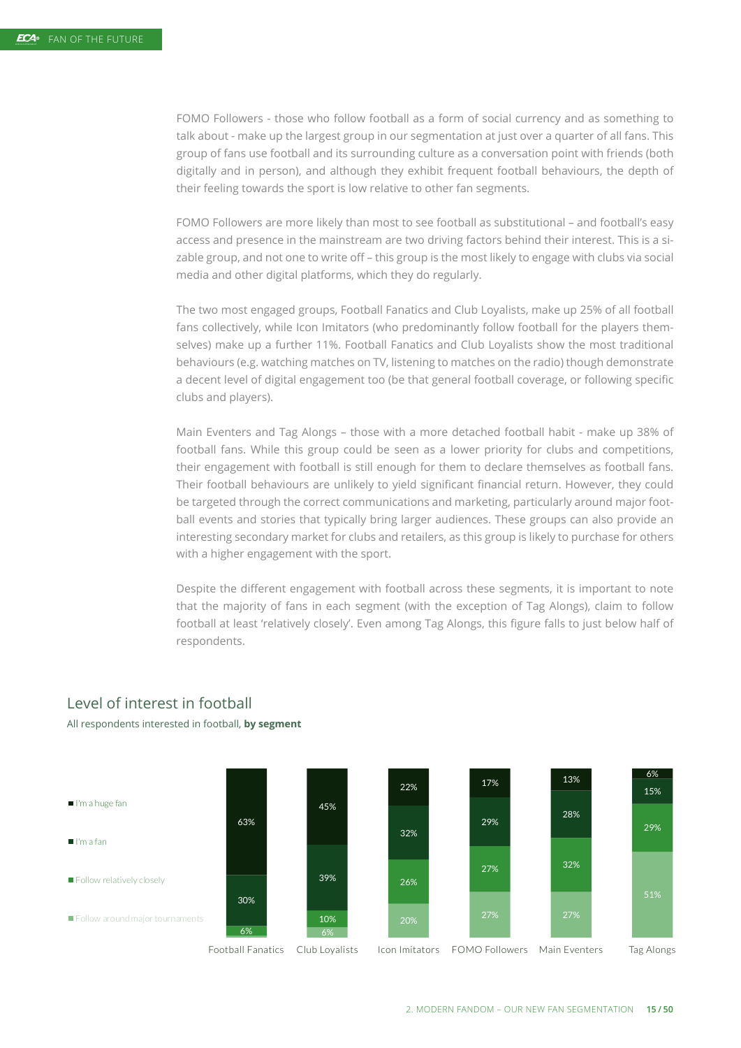FOMO Followers - those who follow football as a form of social currency and as something to talk about - make up the largest group in our segmentation at just over a quarter of all fans. This group of fans use football and its surrounding culture as a conversation point with friends (both digitally and in person), and although they exhibit frequent football behaviours, the depth of their feeling towards the sport is low relative to other fan segments.

FOMO Followers are more likely than most to see football as substitutional – and football's easy access and presence in the mainstream are two driving factors behind their interest. This is a sizable group, and not one to write off – this group is the most likely to engage with clubs via social media and other digital platforms, which they do regularly.

The two most engaged groups, Football Fanatics and Club Loyalists, make up 25% of all football fans collectively, while Icon Imitators (who predominantly follow football for the players themselves) make up a further 11%. Football Fanatics and Club Loyalists show the most traditional behaviours (e.g. watching matches on TV, listening to matches on the radio) though demonstrate a decent level of digital engagement too (be that general football coverage, or following specific clubs and players).

Main Eventers and Tag Alongs – those with a more detached football habit - make up 38% of football fans. While this group could be seen as a lower priority for clubs and competitions, their engagement with football is still enough for them to declare themselves as football fans. Their football behaviours are unlikely to yield significant financial return. However, they could be targeted through the correct communications and marketing, particularly around major football events and stories that typically bring larger audiences. These groups can also provide an interesting secondary market for clubs and retailers, as this group is likely to purchase for others with a higher engagement with the sport.

Despite the different engagement with football across these segments, it is important to note that the majority of fans in each segment (with the exception of Tag Alongs), claim to follow football at least 'relatively closely'. Even among Tag Alongs, this figure falls to just below half of respondents.

## Level of interest in football

All respondents interested in football, **by segment**

| | Football Fanatics | Club Loyalists | Icon Imitators | FOMO Followers | Main Eventers | Tag Alongs |
|---|---|---|---|---|---|---|
| I'm a huge fan | 63% | 45% | 22% | 17% | 13% | 6% |
| I'm a fan | 30% | 39% | 32% | 29% | 28% | 15% |
| Follow relatively closely | 6% | 10% | 26% | 27% | 32% | 29% |
| Follow around major tournaments | | 6% | 20% | 27% | 27% | 51% |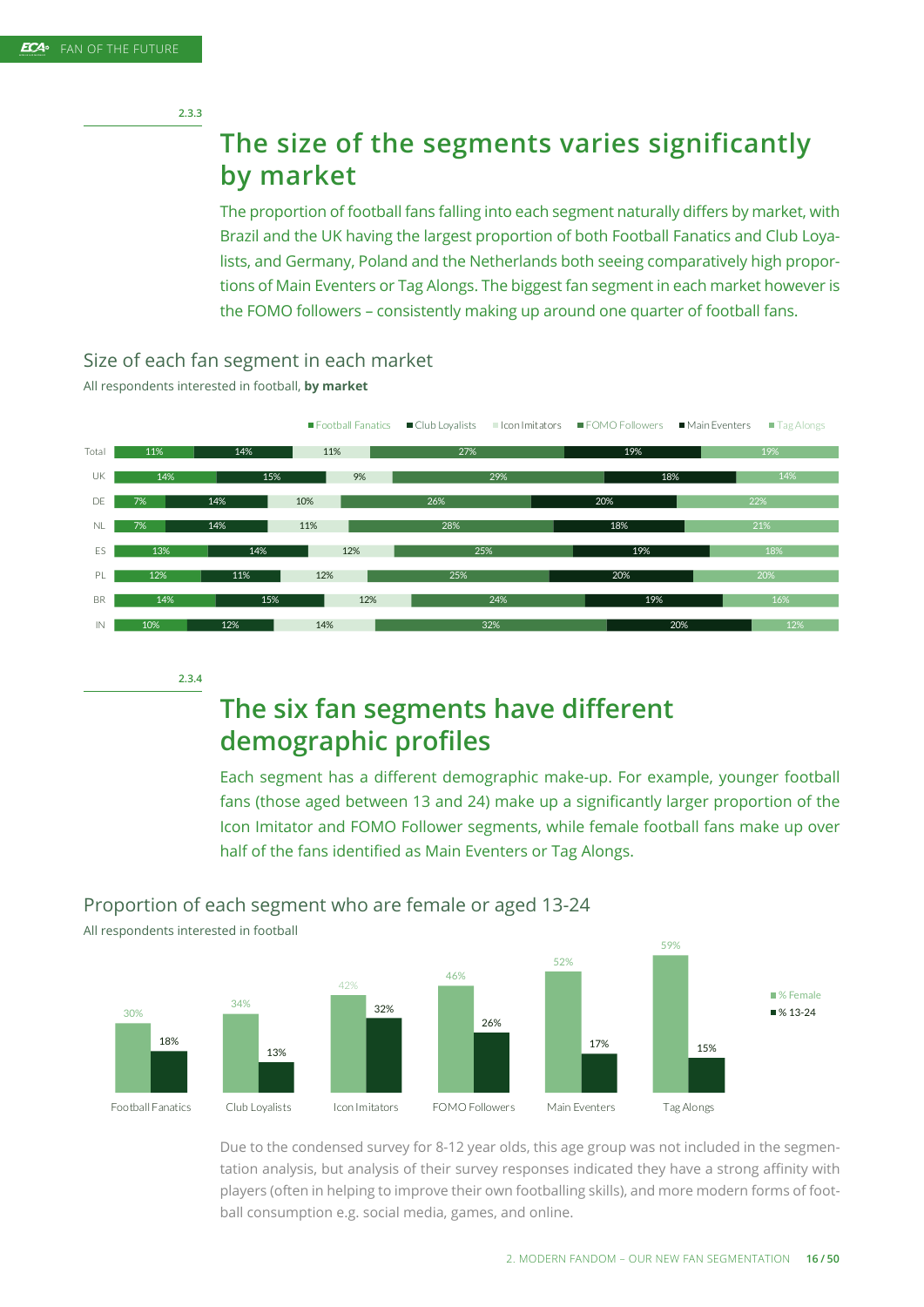2.3.3

## The size of the segments varies significantly by market

The proportion of football fans falling into each segment naturally differs by market, with Brazil and the UK having the largest proportion of both Football Fanatics and Club Loyalists, and Germany, Poland and the Netherlands both seeing comparatively high proportions of Main Eventers or Tag Alongs. The biggest fan segment in each market however is the FOMO followers – consistently making up around one quarter of football fans.

### Size of each fan segment in each market

All respondents interested in football, **by market**

| | Football Fanatics | Club Loyalists | Icon Imitators | FOMO Followers | Main Eventers | Tag Alongs |
|---|---|---|---|---|---|---|
| Total | 11% | 14% | 11% | 27% | 19% | 19% |
| UK | 14% | 15% | 9% | 29% | 18% | 14% |
| DE | 7% | 14% | 10% | 26% | 20% | 22% |
| NL | 7% | 14% | 11% | 28% | 18% | 21% |
| ES | 13% | 14% | 12% | 25% | 19% | 18% |
| PL | 12% | 11% | 12% | 25% | 20% | 20% |
| BR | 14% | 15% | 12% | 24% | 19% | 16% |
| IN | 10% | 12% | 14% | 32% | 20% | 12% |

2.3.4

## The six fan segments have different demographic profiles

Each segment has a different demographic make-up. For example, younger football fans (those aged between 13 and 24) make up a significantly larger proportion of the Icon Imitator and FOMO Follower segments, while female football fans make up over half of the fans identified as Main Eventers or Tag Alongs.

### Proportion of each segment who are female or aged 13-24

All respondents interested in football

| | % Female | % 13-24 |
|---|---|---|
| Football Fanatics | 30% | 18% |
| Club Loyalists | 34% | 13% |
| Icon Imitators | 42% | 32% |
| FOMO Followers | 46% | 26% |
| Main Eventers | 52% | 17% |
| Tag Alongs | 59% | 15% |

Due to the condensed survey for 8-12 year olds, this age group was not included in the segmentation analysis, but analysis of their survey responses indicated they have a strong affinity with players (often in helping to improve their own footballing skills), and more modern forms of football consumption e.g. social media, games, and online.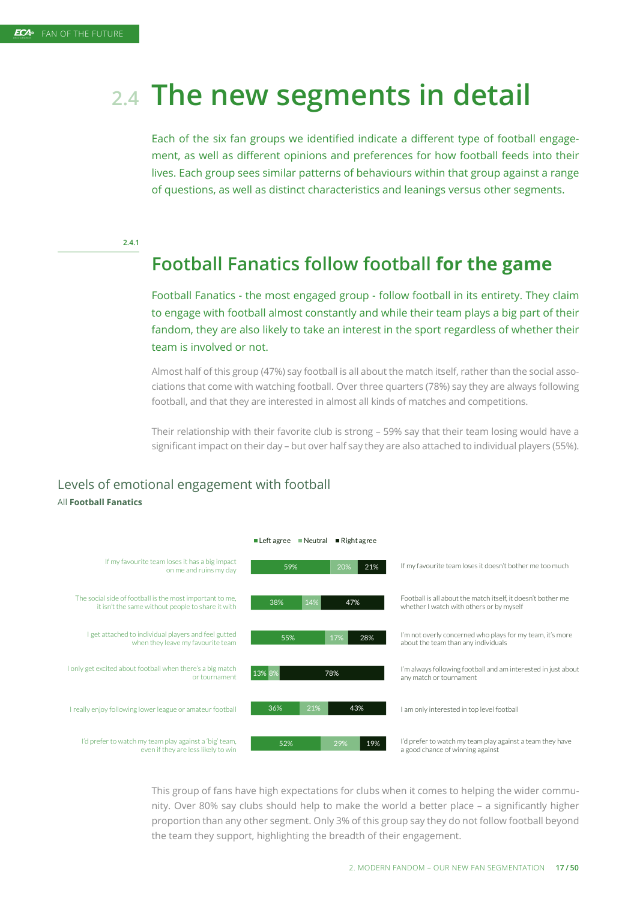# 2.4 The new segments in detail

Each of the six fan groups we identified indicate a different type of football engagement, as well as different opinions and preferences for how football feeds into their lives. Each group sees similar patterns of behaviours within that group against a range of questions, as well as distinct characteristics and leanings versus other segments.

2.4.1

## Football Fanatics follow football **for the game**

Football Fanatics - the most engaged group - follow football in its entirety. They claim to engage with football almost constantly and while their team plays a big part of their fandom, they are also likely to take an interest in the sport regardless of whether their team is involved or not.

Almost half of this group (47%) say football is all about the match itself, rather than the social associations that come with watching football. Over three quarters (78%) say they are always following football, and that they are interested in almost all kinds of matches and competitions.

Their relationship with their favorite club is strong – 59% say that their team losing would have a significant impact on their day – but over half say they are also attached to individual players (55%).

### Levels of emotional engagement with football

All **Football Fanatics**

| Left statement | Left agree | Neutral | Right agree | Right statement |
|---|---|---|---|---|
| If my favourite team loses it has a big impact on me and ruins my day | 59% | 20% | 21% | If my favourite team loses it doesn't bother me too much |
| The social side of football is the most important to me, it isn't the same without people to share it with | 38% | 14% | 47% | Football is all about the match itself, it doesn't bother me whether I watch with others or by myself |
| I get attached to individual players and feel gutted when they leave my favourite team | 55% | 17% | 28% | I'm not overly concerned who plays for my team, it's more about the team than any individuals |
| I only get excited about football when there's a big match or tournament | 13% | 8% | 78% | I'm always following football and am interested in just about any match or tournament |
| I really enjoy following lower league or amateur football | 36% | 21% | 43% | I am only interested in top level football |
| I'd prefer to watch my team play against a 'big' team, even if they are less likely to win | 52% | 29% | 19% | I'd prefer to watch my team play against a team they have a good chance of winning against |

This group of fans have high expectations for clubs when it comes to helping the wider community. Over 80% say clubs should help to make the world a better place – a significantly higher proportion than any other segment. Only 3% of this group say they do not follow football beyond the team they support, highlighting the breadth of their engagement.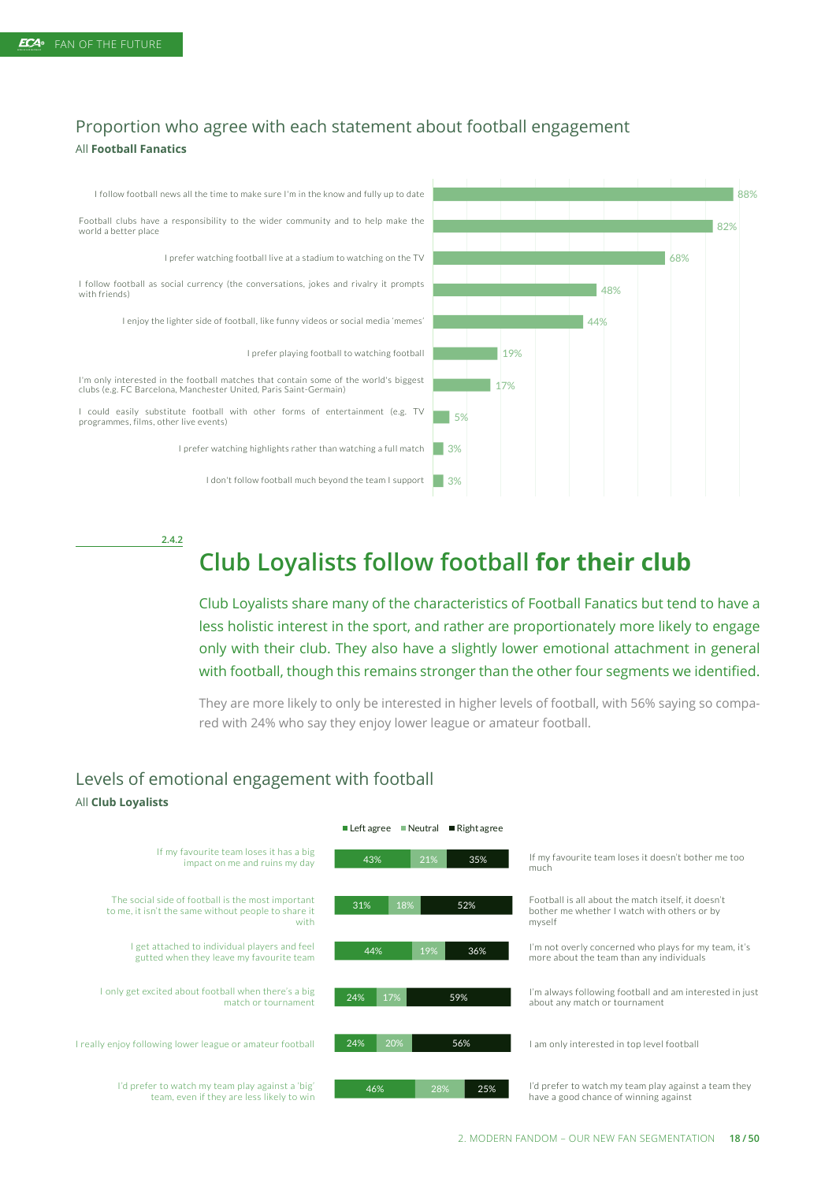## Proportion who agree with each statement about football engagement

All **Football Fanatics**

| Statement | % agree |
|---|---|
| I follow football news all the time to make sure I'm in the know and fully up to date | 88% |
| Football clubs have a responsibility to the wider community and to help make the world a better place | 82% |
| I prefer watching football live at a stadium to watching on the TV | 68% |
| I follow football as social currency (the conversations, jokes and rivalry it prompts with friends) | 48% |
| I enjoy the lighter side of football, like funny videos or social media 'memes' | 44% |
| I prefer playing football to watching football | 19% |
| I'm only interested in the football matches that contain some of the world's biggest clubs (e.g. FC Barcelona, Manchester United, Paris Saint-Germain) | 17% |
| I could easily substitute football with other forms of entertainment (e.g. TV programmes, films, other live events) | 5% |
| I prefer watching highlights rather than watching a full match | 3% |
| I don't follow football much beyond the team I support | 3% |

2.4.2

# Club Loyalists follow football **for their club**

Club Loyalists share many of the characteristics of Football Fanatics but tend to have a less holistic interest in the sport, and rather are proportionately more likely to engage only with their club. They also have a slightly lower emotional attachment in general with football, though this remains stronger than the other four segments we identified.

They are more likely to only be interested in higher levels of football, with 56% saying so compared with 24% who say they enjoy lower league or amateur football.

## Levels of emotional engagement with football

All **Club Loyalists**

| Left statement | Left agree | Neutral | Right agree | Right statement |
|---|---|---|---|---|
| If my favourite team loses it has a big impact on me and ruins my day | 43% | 21% | 35% | If my favourite team loses it doesn't bother me too much |
| The social side of football is the most important to me, it isn't the same without people to share it with | 31% | 18% | 52% | Football is all about the match itself, it doesn't bother me whether I watch with others or by myself |
| I get attached to individual players and feel gutted when they leave my favourite team | 44% | 19% | 36% | I'm not overly concerned who plays for my team, it's more about the team than any individuals |
| I only get excited about football when there's a big match or tournament | 24% | 17% | 59% | I'm always following football and am interested in just about any match or tournament |
| I really enjoy following lower league or amateur football | 24% | 20% | 56% | I am only interested in top level football |
| I'd prefer to watch my team play against a 'big' team, even if they are less likely to win | 46% | 28% | 25% | I'd prefer to watch my team play against a team they have a good chance of winning against |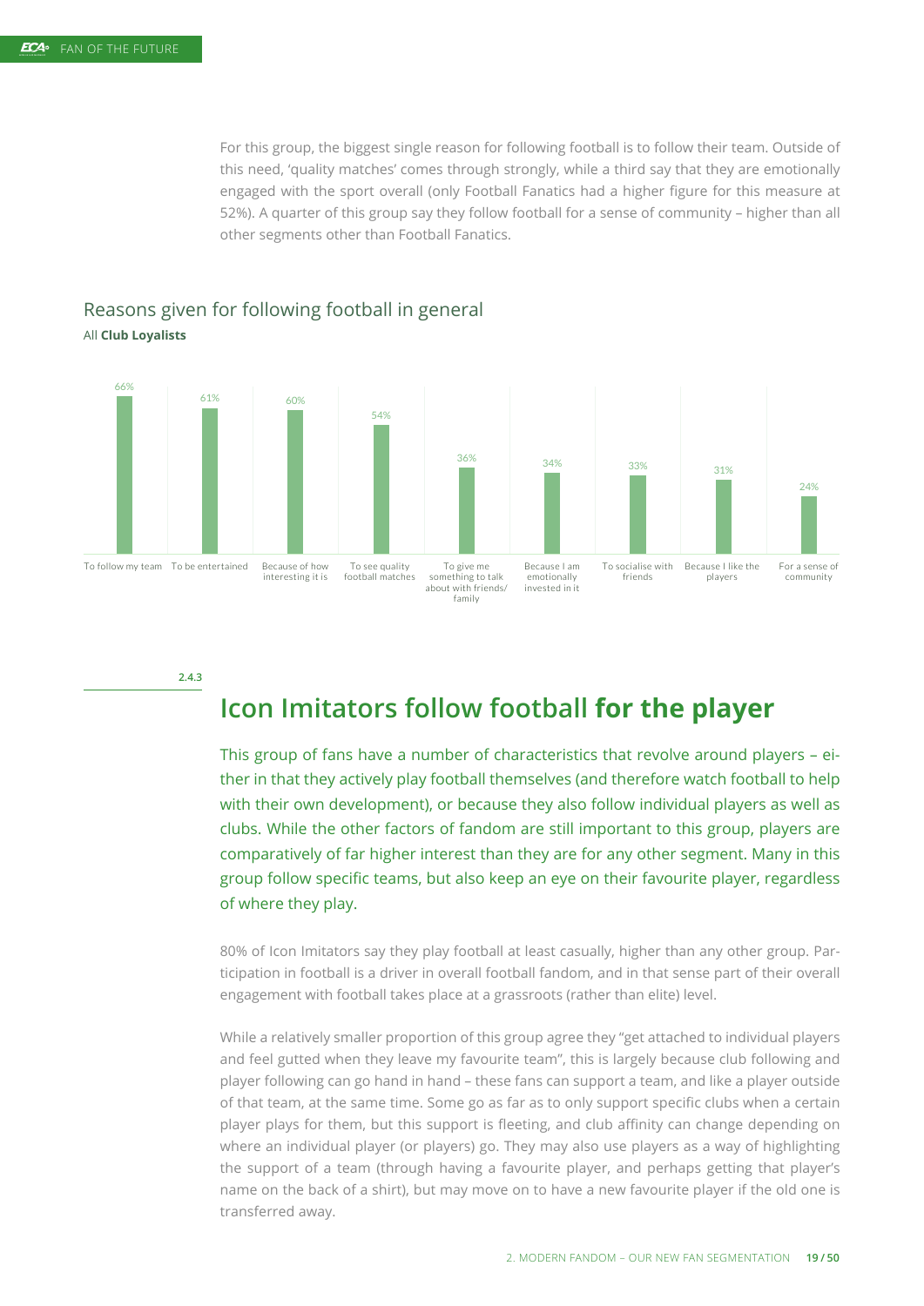For this group, the biggest single reason for following football is to follow their team. Outside of this need, 'quality matches' comes through strongly, while a third say that they are emotionally engaged with the sport overall (only Football Fanatics had a higher figure for this measure at 52%). A quarter of this group say they follow football for a sense of community – higher than all other segments other than Football Fanatics.

## Reasons given for following football in general

All **Club Loyalists**

| Reason | % |
|---|---|
| To follow my team | 66% |
| To be entertained | 61% |
| Because of how interesting it is | 60% |
| To see quality football matches | 54% |
| To give me something to talk about with friends/family | 36% |
| Because I am emotionally invested in it | 34% |
| To socialise with friends | 33% |
| Because I like the players | 31% |
| For a sense of community | 24% |

2.4.3

## Icon Imitators follow football **for the player**

This group of fans have a number of characteristics that revolve around players – either in that they actively play football themselves (and therefore watch football to help with their own development), or because they also follow individual players as well as clubs. While the other factors of fandom are still important to this group, players are comparatively of far higher interest than they are for any other segment. Many in this group follow specific teams, but also keep an eye on their favourite player, regardless of where they play.

80% of Icon Imitators say they play football at least casually, higher than any other group. Participation in football is a driver in overall football fandom, and in that sense part of their overall engagement with football takes place at a grassroots (rather than elite) level.

While a relatively smaller proportion of this group agree they "get attached to individual players and feel gutted when they leave my favourite team", this is largely because club following and player following can go hand in hand – these fans can support a team, and like a player outside of that team, at the same time. Some go as far as to only support specific clubs when a certain player plays for them, but this support is fleeting, and club affinity can change depending on where an individual player (or players) go. They may also use players as a way of highlighting the support of a team (through having a favourite player, and perhaps getting that player's name on the back of a shirt), but may move on to have a new favourite player if the old one is transferred away.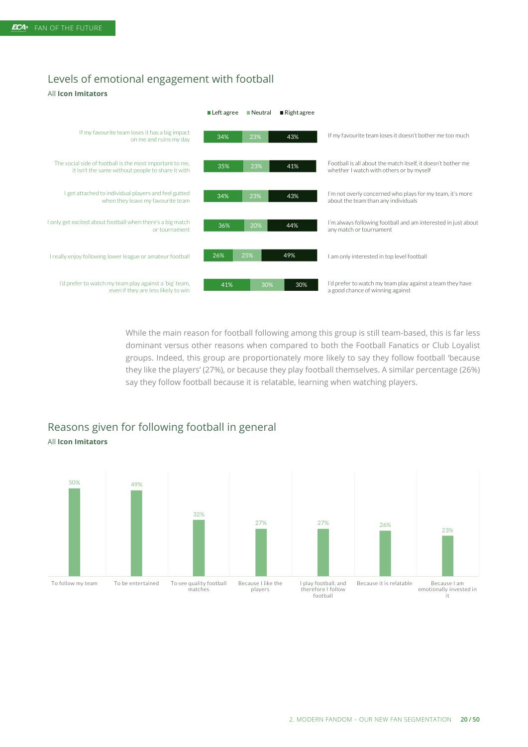## Levels of emotional engagement with football

All **Icon Imitators**

| Left statement | Left agree | Neutral | Right agree | Right statement |
|---|---|---|---|---|
| If my favourite team loses it has a big impact on me and ruins my day | 34% | 23% | 43% | If my favourite team loses it doesn't bother me too much |
| The social side of football is the most important to me, it isn't the same without people to share it with | 35% | 23% | 41% | Football is all about the match itself, it doesn't bother me whether I watch with others or by myself |
| I get attached to individual players and feel gutted when they leave my favourite team | 34% | 23% | 43% | I'm not overly concerned who plays for my team, it's more about the team than any individuals |
| I only get excited about football when there's a big match or tournament | 36% | 20% | 44% | I'm always following football and am interested in just about any match or tournament |
| I really enjoy following lower league or amateur football | 26% | 25% | 49% | I am only interested in top level football |
| I'd prefer to watch my team play against a 'big' team, even if they are less likely to win | 41% | 30% | 30% | I'd prefer to watch my team play against a team they have a good chance of winning against |

While the main reason for football following among this group is still team-based, this is far less dominant versus other reasons when compared to both the Football Fanatics or Club Loyalist groups. Indeed, this group are proportionately more likely to say they follow football 'because they like the players' (27%), or because they play football themselves. A similar percentage (26%) say they follow football because it is relatable, learning when watching players.

## Reasons given for following football in general

All **Icon Imitators**

| Reason | % |
|---|---|
| To follow my team | 50% |
| To be entertained | 49% |
| To see quality football matches | 32% |
| Because I like the players | 27% |
| I play football, and therefore I follow football | 27% |
| Because it is relatable | 26% |
| Because I am emotionally invested in it | 23% |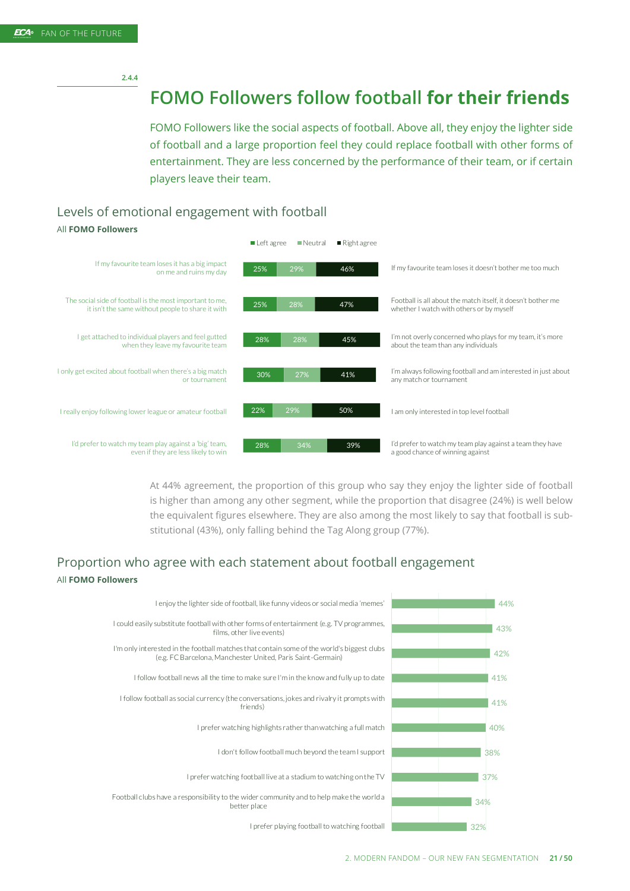2.4.4

# FOMO Followers follow football **for their friends**

FOMO Followers like the social aspects of football. Above all, they enjoy the lighter side of football and a large proportion feel they could replace football with other forms of entertainment. They are less concerned by the performance of their team, or if certain players leave their team.

## Levels of emotional engagement with football

All **FOMO Followers**

| Left statement | Left agree | Neutral | Right agree | Right statement |
|---|---|---|---|---|
| If my favourite team loses it has a big impact on me and ruins my day | 25% | 29% | 46% | If my favourite team loses it doesn't bother me too much |
| The social side of football is the most important to me, it isn't the same without people to share it with | 25% | 28% | 47% | Football is all about the match itself, it doesn't bother me whether I watch with others or by myself |
| I get attached to individual players and feel gutted when they leave my favourite team | 28% | 28% | 45% | I'm not overly concerned who plays for my team, it's more about the team than any individuals |
| I only get excited about football when there's a big match or tournament | 30% | 27% | 41% | I'm always following football and am interested in just about any match or tournament |
| I really enjoy following lower league or amateur football | 22% | 29% | 50% | I am only interested in top level football |
| I'd prefer to watch my team play against a 'big' team, even if they are less likely to win | 28% | 34% | 39% | I'd prefer to watch my team play against a team they have a good chance of winning against |

At 44% agreement, the proportion of this group who say they enjoy the lighter side of football is higher than among any other segment, while the proportion that disagree (24%) is well below the equivalent figures elsewhere. They are also among the most likely to say that football is substitutional (43%), only falling behind the Tag Along group (77%).

## Proportion who agree with each statement about football engagement

All **FOMO Followers**

| Statement | Agree |
|---|---|
| I enjoy the lighter side of football, like funny videos or social media 'memes' | 44% |
| I could easily substitute football with other forms of entertainment (e.g. TV programmes, films, other live events) | 43% |
| I'm only interested in the football matches that contain some of the world's biggest clubs (e.g. FC Barcelona, Manchester United, Paris Saint-Germain) | 42% |
| I follow football news all the time to make sure I'm in the know and fully up to date | 41% |
| I follow football as social currency (the conversations, jokes and rivalry it prompts with friends) | 41% |
| I prefer watching highlights rather than watching a full match | 40% |
| I don't follow football much beyond the team I support | 38% |
| I prefer watching football live at a stadium to watching on the TV | 37% |
| Football clubs have a responsibility to the wider community and to help make the world a better place | 34% |
| I prefer playing football to watching football | 32% |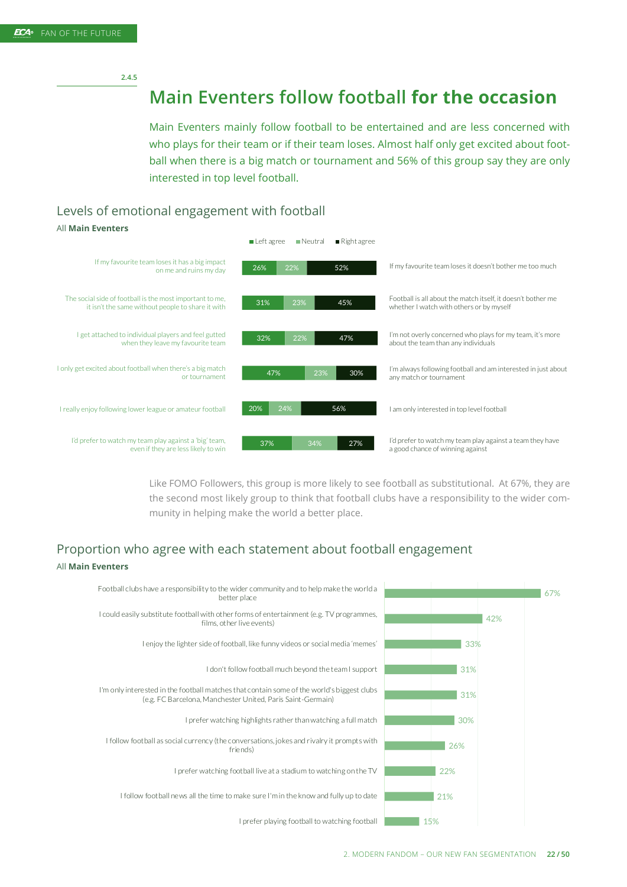2.4.5

# Main Eventers follow football **for the occasion**

Main Eventers mainly follow football to be entertained and are less concerned with who plays for their team or if their team loses. Almost half only get excited about football when there is a big match or tournament and 56% of this group say they are only interested in top level football.

## Levels of emotional engagement with football

All **Main Eventers**

| Left statement | Left agree | Neutral | Right agree | Right statement |
|---|---|---|---|---|
| If my favourite team loses it has a big impact on me and ruins my day | 26% | 22% | 52% | If my favourite team loses it doesn't bother me too much |
| The social side of football is the most important to me, it isn't the same without people to share it with | 31% | 23% | 45% | Football is all about the match itself, it doesn't bother me whether I watch with others or by myself |
| I get attached to individual players and feel gutted when they leave my favourite team | 32% | 22% | 47% | I'm not overly concerned who plays for my team, it's more about the team than any individuals |
| I only get excited about football when there's a big match or tournament | 47% | 23% | 30% | I'm always following football and am interested in just about any match or tournament |
| I really enjoy following lower league or amateur football | 20% | 24% | 56% | I am only interested in top level football |
| I'd prefer to watch my team play against a 'big' team, even if they are less likely to win | 37% | 34% | 27% | I'd prefer to watch my team play against a team they have a good chance of winning against |

Like FOMO Followers, this group is more likely to see football as substitutional. At 67%, they are the second most likely group to think that football clubs have a responsibility to the wider community in helping make the world a better place.

## Proportion who agree with each statement about football engagement

All **Main Eventers**

| Statement | % |
|---|---|
| Football clubs have a responsibility to the wider community and to help make the world a better place | 67% |
| I could easily substitute football with other forms of entertainment (e.g. TV programmes, films, other live events) | 42% |
| I enjoy the lighter side of football, like funny videos or social media 'memes' | 33% |
| I don't follow football much beyond the team I support | 31% |
| I'm only interested in the football matches that contain some of the world's biggest clubs (e.g. FC Barcelona, Manchester United, Paris Saint-Germain) | 31% |
| I prefer watching highlights rather than watching a full match | 30% |
| I follow football as social currency (the conversations, jokes and rivalry it prompts with friends) | 26% |
| I prefer watching football live at a stadium to watching on the TV | 22% |
| I follow football news all the time to make sure I'm in the know and fully up to date | 21% |
| I prefer playing football to watching football | 15% |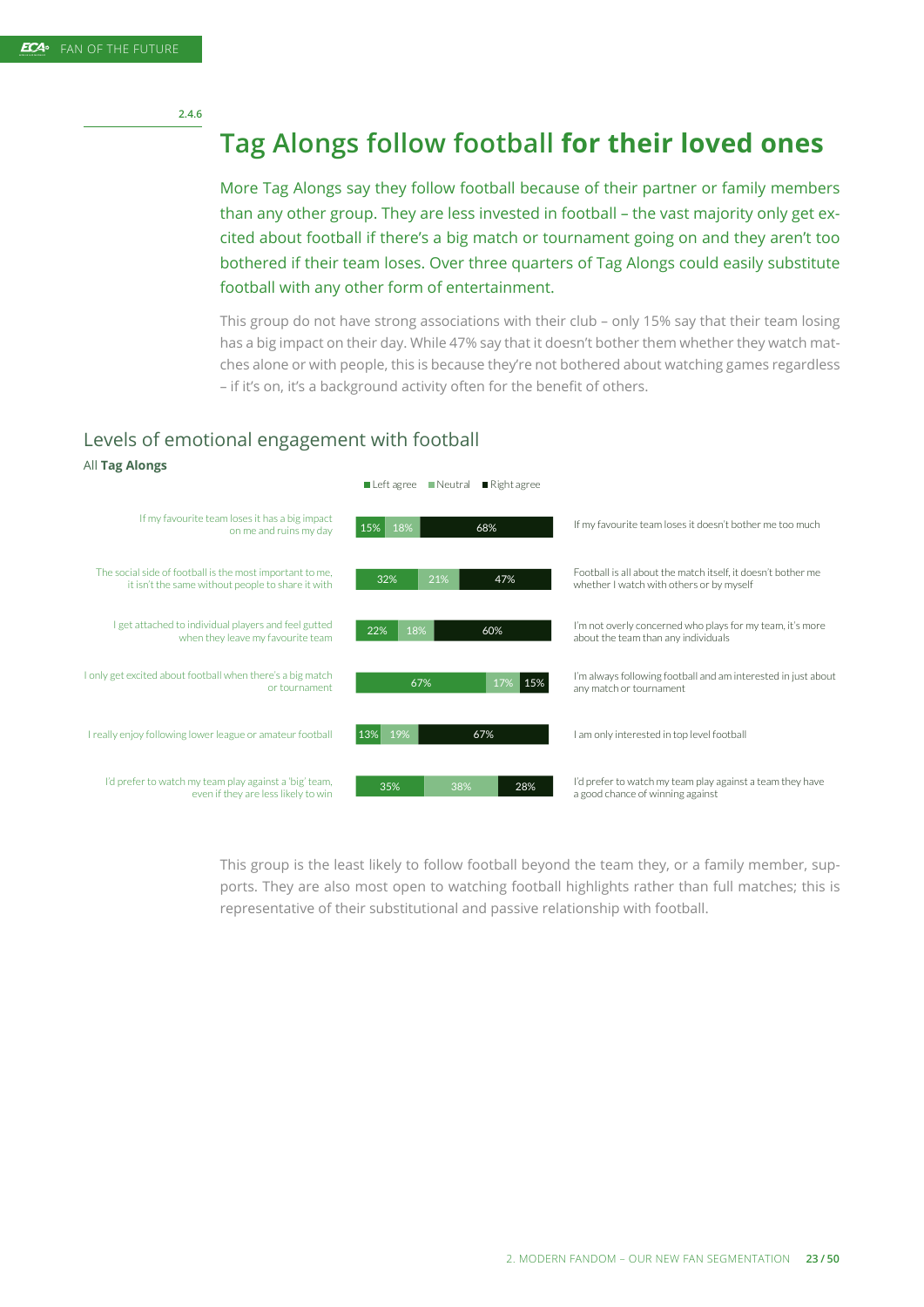2.4.6

# Tag Alongs follow football **for their loved ones**

More Tag Alongs say they follow football because of their partner or family members than any other group. They are less invested in football – the vast majority only get excited about football if there's a big match or tournament going on and they aren't too bothered if their team loses. Over three quarters of Tag Alongs could easily substitute football with any other form of entertainment.

This group do not have strong associations with their club – only 15% say that their team losing has a big impact on their day. While 47% say that it doesn't bother them whether they watch matches alone or with people, this is because they're not bothered about watching games regardless – if it's on, it's a background activity often for the benefit of others.

## Levels of emotional engagement with football

All **Tag Alongs**

| Left statement | Left agree | Neutral | Right agree | Right statement |
|---|---|---|---|---|
| If my favourite team loses it has a big impact on me and ruins my day | 15% | 18% | 68% | If my favourite team loses it doesn't bother me too much |
| The social side of football is the most important to me, it isn't the same without people to share it with | 32% | 21% | 47% | Football is all about the match itself, it doesn't bother me whether I watch with others or by myself |
| I get attached to individual players and feel gutted when they leave my favourite team | 22% | 18% | 60% | I'm not overly concerned who plays for my team, it's more about the team than any individuals |
| I only get excited about football when there's a big match or tournament | 67% | 17% | 15% | I'm always following football and am interested in just about any match or tournament |
| I really enjoy following lower league or amateur football | 13% | 19% | 67% | I am only interested in top level football |
| I'd prefer to watch my team play against a 'big' team, even if they are less likely to win | 35% | 38% | 28% | I'd prefer to watch my team play against a team they have a good chance of winning against |

This group is the least likely to follow football beyond the team they, or a family member, supports. They are also most open to watching football highlights rather than full matches; this is representative of their substitutional and passive relationship with football.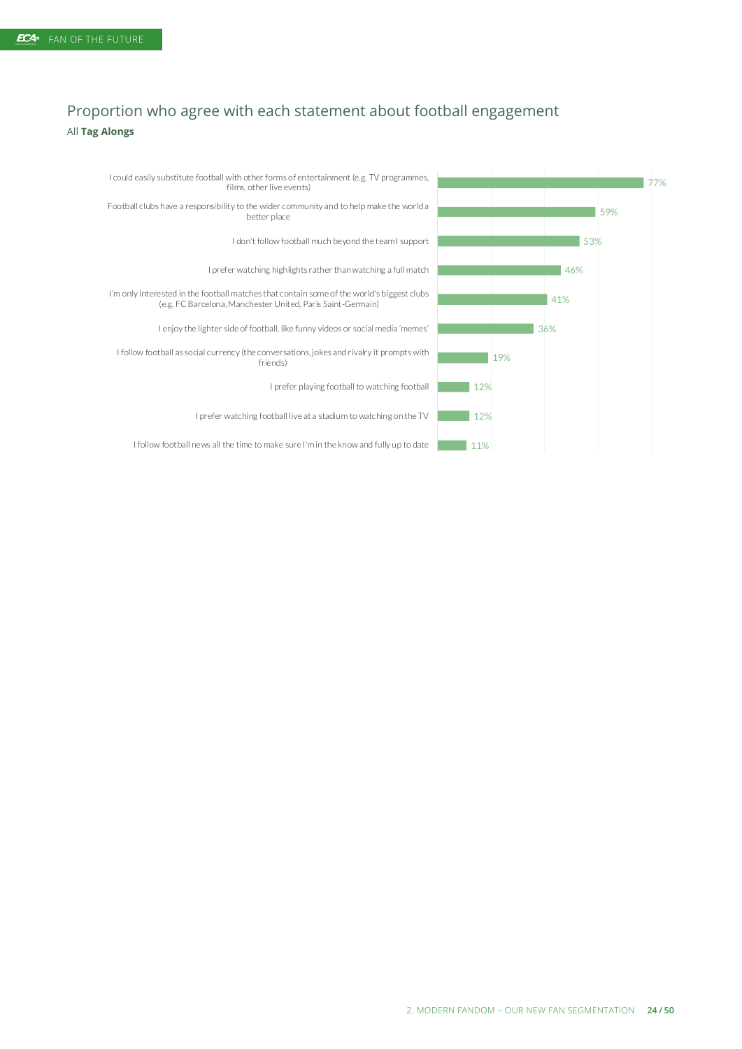## Proportion who agree with each statement about football engagement

All **Tag Alongs**

| Statement | Agree |
|---|---|
| I could easily substitute football with other forms of entertainment (e.g. TV programmes, films, other live events) | 77% |
| Football clubs have a responsibility to the wider community and to help make the world a better place | 59% |
| I don't follow football much beyond the team I support | 53% |
| I prefer watching highlights rather than watching a full match | 46% |
| I'm only interested in the football matches that contain some of the world's biggest clubs (e.g. FC Barcelona, Manchester United, Paris Saint-Germain) | 41% |
| I enjoy the lighter side of football, like funny videos or social media 'memes' | 36% |
| I follow football as social currency (the conversations, jokes and rivalry it prompts with friends) | 19% |
| I prefer playing football to watching football | 12% |
| I prefer watching football live at a stadium to watching on the TV | 12% |
| I follow football news all the time to make sure I'm in the know and fully up to date | 11% |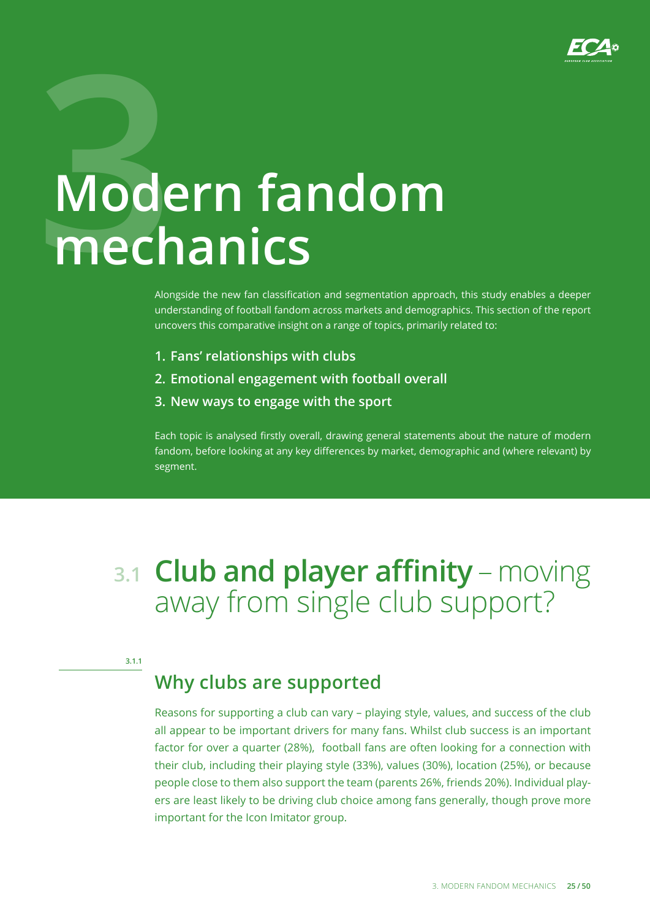# 3 Modern fandom mechanics

Alongside the new fan classification and segmentation approach, this study enables a deeper understanding of football fandom across markets and demographics. This section of the report uncovers this comparative insight on a range of topics, primarily related to:

1. **Fans' relationships with clubs**
2. **Emotional engagement with football overall**
3. **New ways to engage with the sport**

Each topic is analysed firstly overall, drawing general statements about the nature of modern fandom, before looking at any key differences by market, demographic and (where relevant) by segment.

## 3.1 Club and player affinity – moving away from single club support?

### 3.1.1 Why clubs are supported

Reasons for supporting a club can vary – playing style, values, and success of the club all appear to be important drivers for many fans. Whilst club success is an important factor for over a quarter (28%), football fans are often looking for a connection with their club, including their playing style (33%), values (30%), location (25%), or because people close to them also support the team (parents 26%, friends 20%). Individual players are least likely to be driving club choice among fans generally, though prove more important for the Icon Imitator group.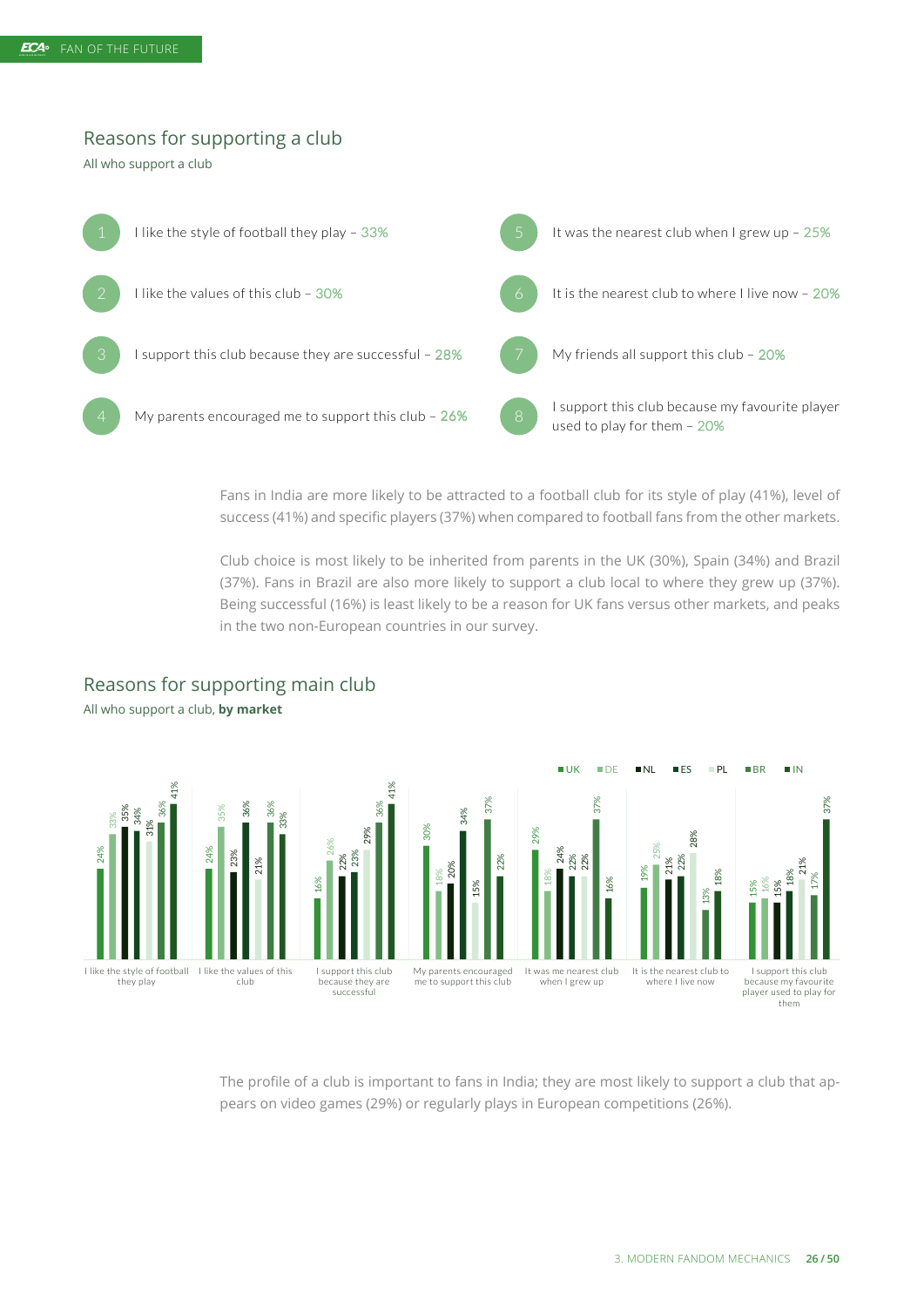## Reasons for supporting a club

All who support a club

1. I like the style of football they play – 33%
2. I like the values of this club – 30%
3. I support this club because they are successful – 28%
4. My parents encouraged me to support this club – 26%
5. It was the nearest club when I grew up – 25%
6. It is the nearest club to where I live now – 20%
7. My friends all support this club – 20%
8. I support this club because my favourite player used to play for them – 20%

Fans in India are more likely to be attracted to a football club for its style of play (41%), level of success (41%) and specific players (37%) when compared to football fans from the other markets.

Club choice is most likely to be inherited from parents in the UK (30%), Spain (34%) and Brazil (37%). Fans in Brazil are also more likely to support a club local to where they grew up (37%). Being successful (16%) is least likely to be a reason for UK fans versus other markets, and peaks in the two non-European countries in our survey.

## Reasons for supporting main club

All who support a club, **by market**

| | UK | DE | NL | ES | PL | BR | IN |
|---|---|---|---|---|---|---|---|
| I like the style of football they play | 24% | 33% | 35% | 34% | 31% | 36% | 41% |
| I like the values of this club | 24% | 35% | 23% | 36% | 21% | 36% | 33% |
| I support this club because they are successful | 16% | 26% | 22% | 23% | 29% | 36% | 41% |
| My parents encouraged me to support this club | 30% | 18% | 20% | 34% | 15% | 37% | 22% |
| It was me nearest club when I grew up | 29% | 18% | 24% | 22% | 22% | 37% | 16% |
| It is the nearest club to where I live now | 19% | 25% | 21% | 22% | 28% | 13% | 18% |
| I support this club because my favourite player used to play for them | 15% | 16% | 15% | 18% | 21% | 17% | 37% |

The profile of a club is important to fans in India; they are most likely to support a club that appears on video games (29%) or regularly plays in European competitions (26%).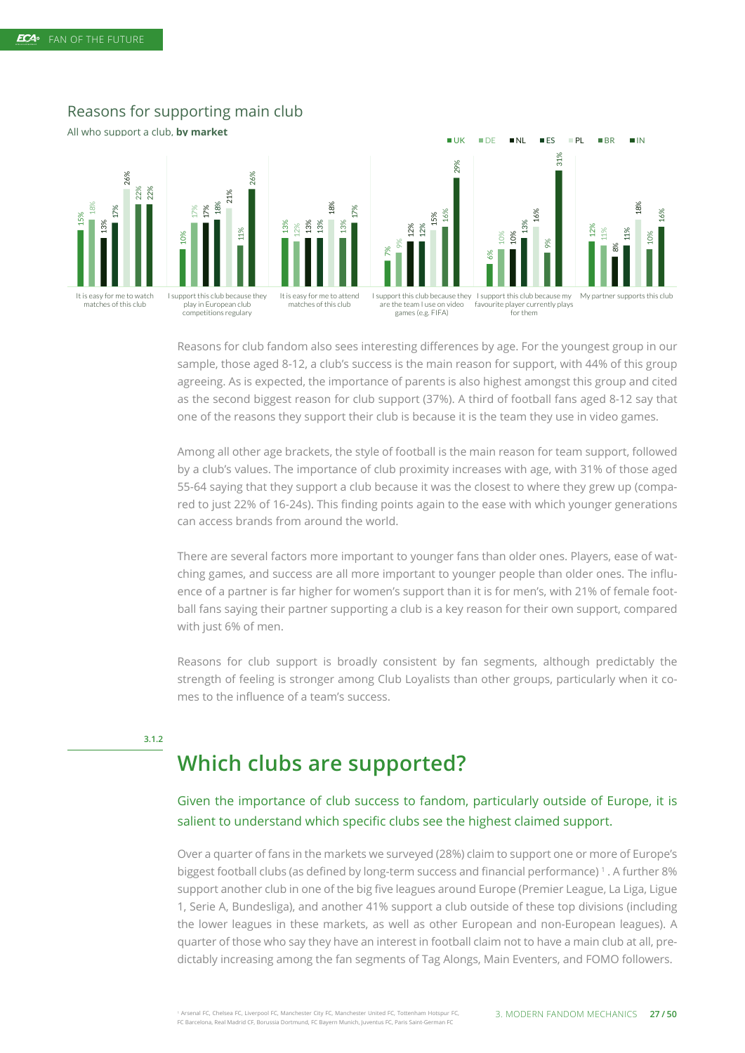## Reasons for supporting main club

All who support a club, **by market**

| Reason | UK | DE | NL | ES | PL | BR | IN |
|---|---|---|---|---|---|---|---|
| It is easy for me to watch matches of this club | 15% | 18% | 13% | 17% | 26% | 22% | 22% |
| I support this club because they play in European club competitions regulary | 10% | 17% | 17% | 18% | 21% | 11% | 26% |
| It is easy for me to attend matches of this club | 13% | 12% | 13% | 13% | 18% | 13% | 17% |
| I support this club because they are the team I use on video games (e.g. FIFA) | 7% | 9% | 12% | 12% | 15% | 16% | 29% |
| I support this club because my favourite player currently plays for them | 6% | 10% | 10% | 13% | 16% | 9% | 31% |
| My partner supports this club | 12% | 11% | 8% | 11% | 18% | 10% | 16% |

Reasons for club fandom also sees interesting differences by age. For the youngest group in our sample, those aged 8-12, a club's success is the main reason for support, with 44% of this group agreeing. As is expected, the importance of parents is also highest amongst this group and cited as the second biggest reason for club support (37%). A third of football fans aged 8-12 say that one of the reasons they support their club is because it is the team they use in video games.

Among all other age brackets, the style of football is the main reason for team support, followed by a club's values. The importance of club proximity increases with age, with 31% of those aged 55-64 saying that they support a club because it was the closest to where they grew up (compared to just 22% of 16-24s). This finding points again to the ease with which younger generations can access brands from around the world.

There are several factors more important to younger fans than older ones. Players, ease of watching games, and success are all more important to younger people than older ones. The influence of a partner is far higher for women's support than it is for men's, with 21% of female football fans saying their partner supporting a club is a key reason for their own support, compared with just 6% of men.

Reasons for club support is broadly consistent by fan segments, although predictably the strength of feeling is stronger among Club Loyalists than other groups, particularly when it comes to the influence of a team's success.

3.1.2

## Which clubs are supported?

Given the importance of club success to fandom, particularly outside of Europe, it is salient to understand which specific clubs see the highest claimed support.

Over a quarter of fans in the markets we surveyed (28%) claim to support one or more of Europe's biggest football clubs (as defined by long-term success and financial performance) [1]. A further 8% support another club in one of the big five leagues around Europe (Premier League, La Liga, Ligue 1, Serie A, Bundesliga), and another 41% support a club outside of these top divisions (including the lower leagues in these markets, as well as other European and non-European leagues). A quarter of those who say they have an interest in football claim not to have a main club at all, predictably increasing among the fan segments of Tag Alongs, Main Eventers, and FOMO followers.

[1] Arsenal FC, Chelsea FC, Liverpool FC, Manchester City FC, Manchester United FC, Tottenham Hotspur FC, FC Barcelona, Real Madrid CF, Borussia Dortmund, FC Bayern Munich, Juventus FC, Paris Saint-German FC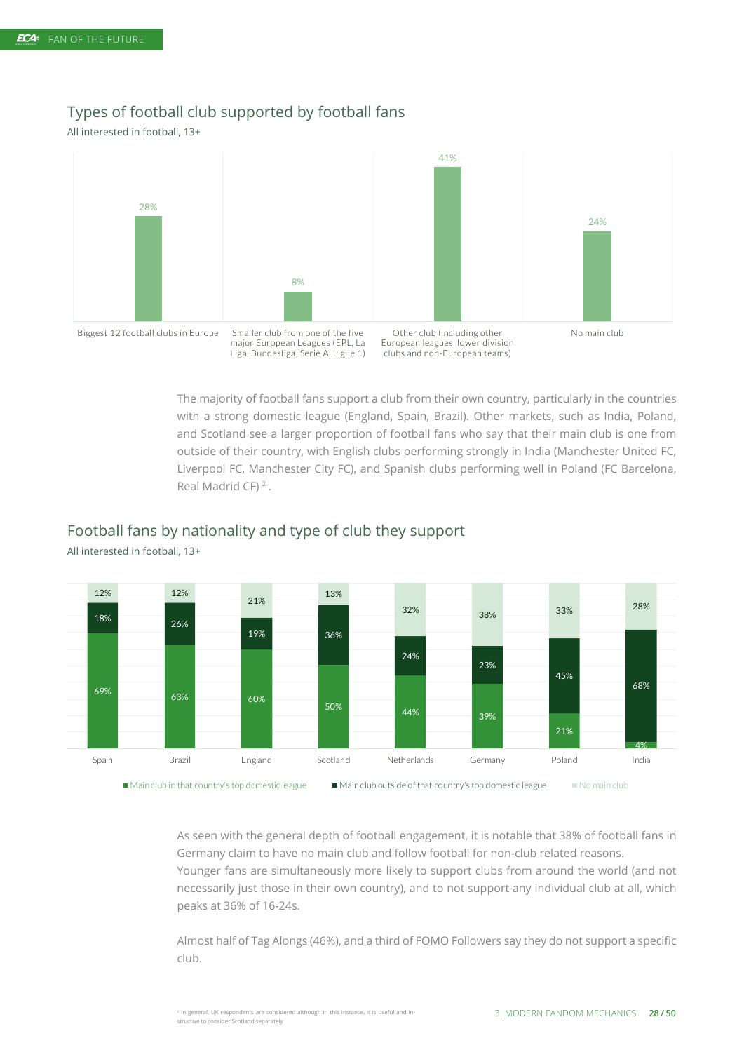## Types of football club supported by football fans

All interested in football, 13+

| Type of club | % |
|---|---|
| Biggest 12 football clubs in Europe | 28% |
| Smaller club from one of the five major European Leagues (EPL, La Liga, Bundesliga, Serie A, Ligue 1) | 8% |
| Other club (including other European leagues, lower division clubs and non-European teams) | 41% |
| No main club | 24% |

The majority of football fans support a club from their own country, particularly in the countries with a strong domestic league (England, Spain, Brazil). Other markets, such as India, Poland, and Scotland see a larger proportion of football fans who say that their main club is one from outside of their country, with English clubs performing strongly in India (Manchester United FC, Liverpool FC, Manchester City FC), and Spanish clubs performing well in Poland (FC Barcelona, Real Madrid CF)[2].

## Football fans by nationality and type of club they support

All interested in football, 13+

| | Spain | Brazil | England | Scotland | Netherlands | Germany | Poland | India |
|---|---|---|---|---|---|---|---|---|
| Main club in that country's top domestic league | 69% | 63% | 60% | 50% | 44% | 39% | 21% | 4% |
| Main club outside of that country's top domestic league | 18% | 26% | 19% | 36% | 24% | 23% | 45% | 68% |
| No main club | 12% | 12% | 21% | 13% | 32% | 38% | 33% | 28% |

As seen with the general depth of football engagement, it is notable that 38% of football fans in Germany claim to have no main club and follow football for non-club related reasons.
Younger fans are simultaneously more likely to support clubs from around the world (and not necessarily just those in their own country), and to not support any individual club at all, which peaks at 36% of 16-24s.

Almost half of Tag Alongs (46%), and a third of FOMO Followers say they do not support a specific club.

[2] In general, UK respondents are considered although in this instance, it is useful and instructive to consider Scotland separately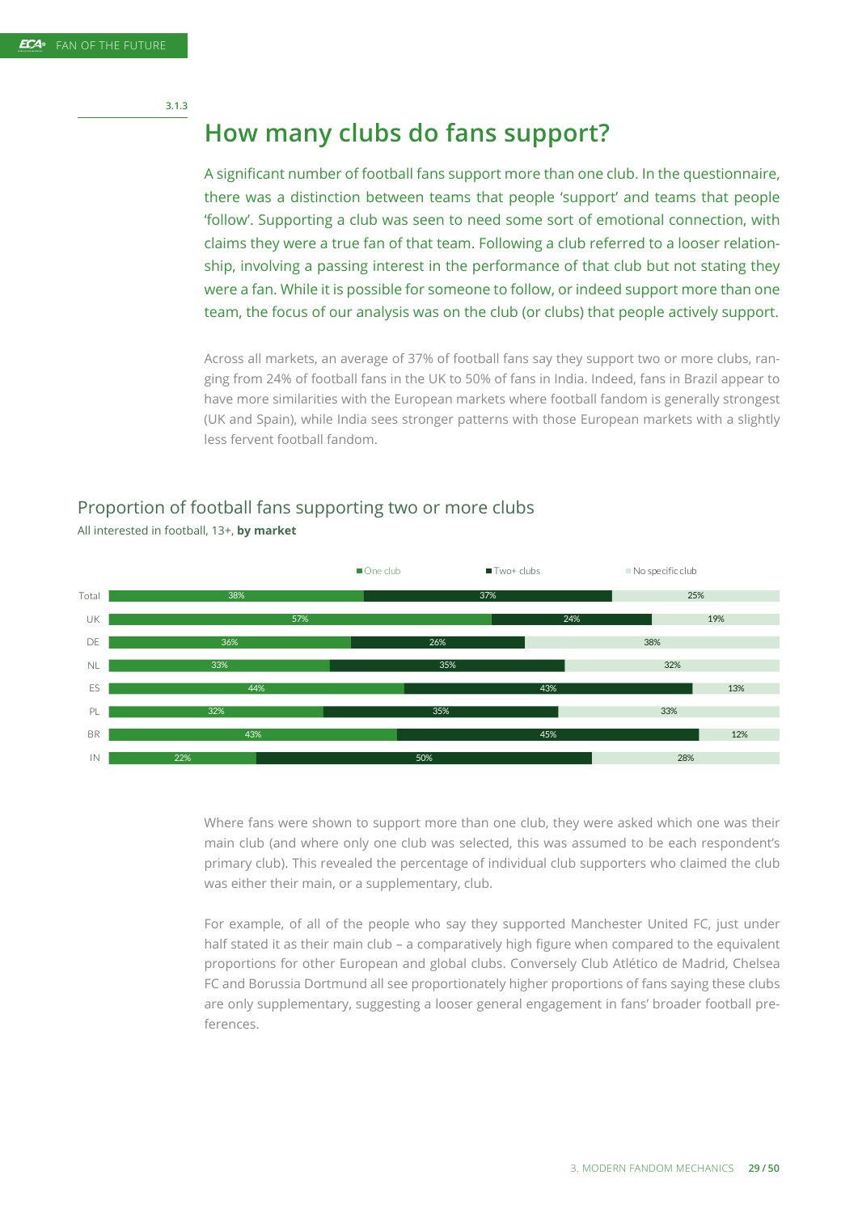3.1.3

## How many clubs do fans support?

A significant number of football fans support more than one club. In the questionnaire, there was a distinction between teams that people 'support' and teams that people 'follow'. Supporting a club was seen to need some sort of emotional connection, with claims they were a true fan of that team. Following a club referred to a looser relationship, involving a passing interest in the performance of that club but not stating they were a fan. While it is possible for someone to follow, or indeed support more than one team, the focus of our analysis was on the club (or clubs) that people actively support.

Across all markets, an average of 37% of football fans say they support two or more clubs, ranging from 24% of football fans in the UK to 50% of fans in India. Indeed, fans in Brazil appear to have more similarities with the European markets where football fandom is generally strongest (UK and Spain), while India sees stronger patterns with those European markets with a slightly less fervent football fandom.

### Proportion of football fans supporting two or more clubs

All interested in football, 13+, **by market**

| | One club | Two+ clubs | No specific club |
|---|---|---|---|
| Total | 38% | 37% | 25% |
| UK | 57% | 24% | 19% |
| DE | 36% | 26% | 38% |
| NL | 33% | 35% | 32% |
| ES | 44% | 43% | 13% |
| PL | 32% | 35% | 33% |
| BR | 43% | 45% | 12% |
| IN | 22% | 50% | 28% |

Where fans were shown to support more than one club, they were asked which one was their main club (and where only one club was selected, this was assumed to be each respondent's primary club). This revealed the percentage of individual club supporters who claimed the club was either their main, or a supplementary, club.

For example, of all of the people who say they supported Manchester United FC, just under half stated it as their main club – a comparatively high figure when compared to the equivalent proportions for other European and global clubs. Conversely Club Atlético de Madrid, Chelsea FC and Borussia Dortmund all see proportionately higher proportions of fans saying these clubs are only supplementary, suggesting a looser general engagement in fans' broader football preferences.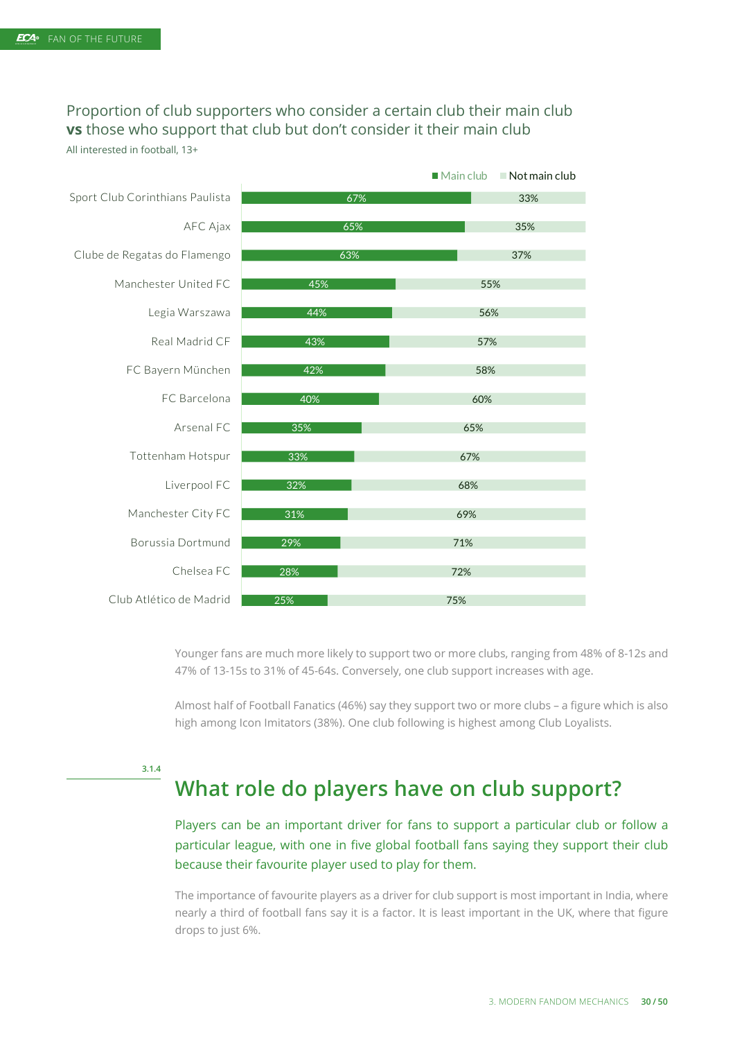Proportion of club supporters who consider a certain club their main club **vs** those who support that club but don't consider it their main club

All interested in football, 13+

| Club | Main club | Not main club |
|---|---|---|
| Sport Club Corinthians Paulista | 67% | 33% |
| AFC Ajax | 65% | 35% |
| Clube de Regatas do Flamengo | 63% | 37% |
| Manchester United FC | 45% | 55% |
| Legia Warszawa | 44% | 56% |
| Real Madrid CF | 43% | 57% |
| FC Bayern München | 42% | 58% |
| FC Barcelona | 40% | 60% |
| Arsenal FC | 35% | 65% |
| Tottenham Hotspur | 33% | 67% |
| Liverpool FC | 32% | 68% |
| Manchester City FC | 31% | 69% |
| Borussia Dortmund | 29% | 71% |
| Chelsea FC | 28% | 72% |
| Club Atlético de Madrid | 25% | 75% |

Younger fans are much more likely to support two or more clubs, ranging from 48% of 8-12s and 47% of 13-15s to 31% of 45-64s. Conversely, one club support increases with age.

Almost half of Football Fanatics (46%) say they support two or more clubs – a figure which is also high among Icon Imitators (38%). One club following is highest among Club Loyalists.

3.1.4

## What role do players have on club support?

Players can be an important driver for fans to support a particular club or follow a particular league, with one in five global football fans saying they support their club because their favourite player used to play for them.

The importance of favourite players as a driver for club support is most important in India, where nearly a third of football fans say it is a factor. It is least important in the UK, where that figure drops to just 6%.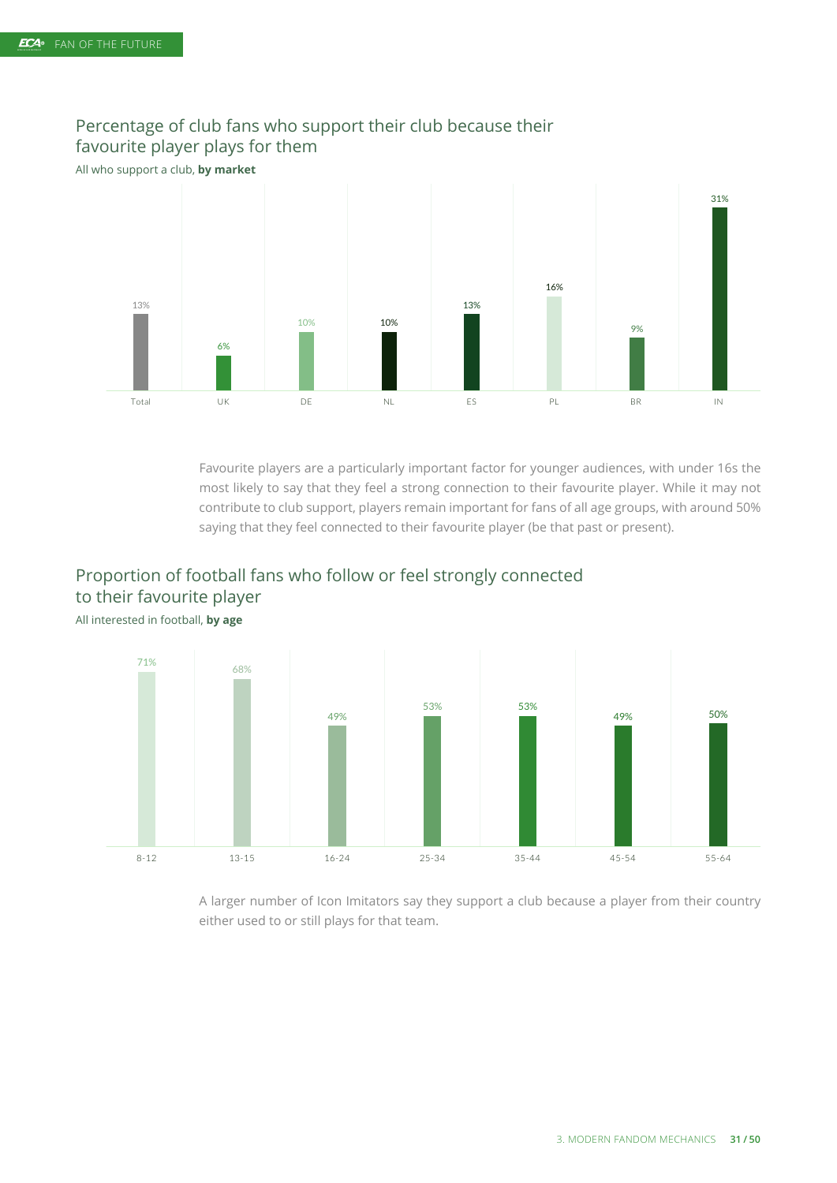## Percentage of club fans who support their club because their favourite player plays for them

All who support a club, **by market**

| Total | UK | DE | NL | ES | PL | BR | IN |
|---|---|---|---|---|---|---|---|
| 13% | 6% | 10% | 10% | 13% | 16% | 9% | 31% |

Favourite players are a particularly important factor for younger audiences, with under 16s the most likely to say that they feel a strong connection to their favourite player. While it may not contribute to club support, players remain important for fans of all age groups, with around 50% saying that they feel connected to their favourite player (be that past or present).

## Proportion of football fans who follow or feel strongly connected to their favourite player

All interested in football, **by age**

| 8-12 | 13-15 | 16-24 | 25-34 | 35-44 | 45-54 | 55-64 |
|---|---|---|---|---|---|---|
| 71% | 68% | 49% | 53% | 53% | 49% | 50% |

A larger number of Icon Imitators say they support a club because a player from their country either used to or still plays for that team.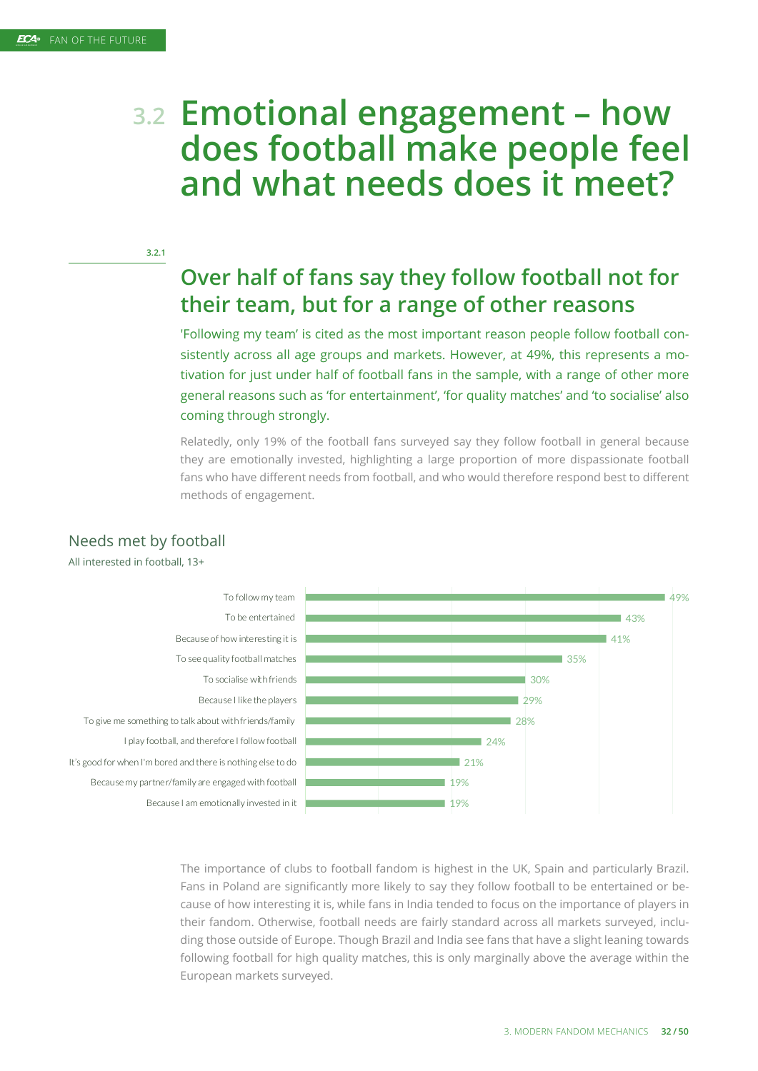# 3.2 Emotional engagement – how does football make people feel and what needs does it meet?

3.2.1

## Over half of fans say they follow football not for their team, but for a range of other reasons

'Following my team' is cited as the most important reason people follow football consistently across all age groups and markets. However, at 49%, this represents a motivation for just under half of football fans in the sample, with a range of other more general reasons such as 'for entertainment', 'for quality matches' and 'to socialise' also coming through strongly.

Relatedly, only 19% of the football fans surveyed say they follow football in general because they are emotionally invested, highlighting a large proportion of more dispassionate football fans who have different needs from football, and who would therefore respond best to different methods of engagement.

### Needs met by football

All interested in football, 13+

| Need | % |
|---|---|
| To follow my team | 49% |
| To be entertained | 43% |
| Because of how interesting it is | 41% |
| To see quality football matches | 35% |
| To socialise with friends | 30% |
| Because I like the players | 29% |
| To give me something to talk about with friends/family | 28% |
| I play football, and therefore I follow football | 24% |
| It's good for when I'm bored and there is nothing else to do | 21% |
| Because my partner/family are engaged with football | 19% |
| Because I am emotionally invested in it | 19% |

The importance of clubs to football fandom is highest in the UK, Spain and particularly Brazil. Fans in Poland are significantly more likely to say they follow football to be entertained or because of how interesting it is, while fans in India tended to focus on the importance of players in their fandom. Otherwise, football needs are fairly standard across all markets surveyed, including those outside of Europe. Though Brazil and India see fans that have a slight leaning towards following football for high quality matches, this is only marginally above the average within the European markets surveyed.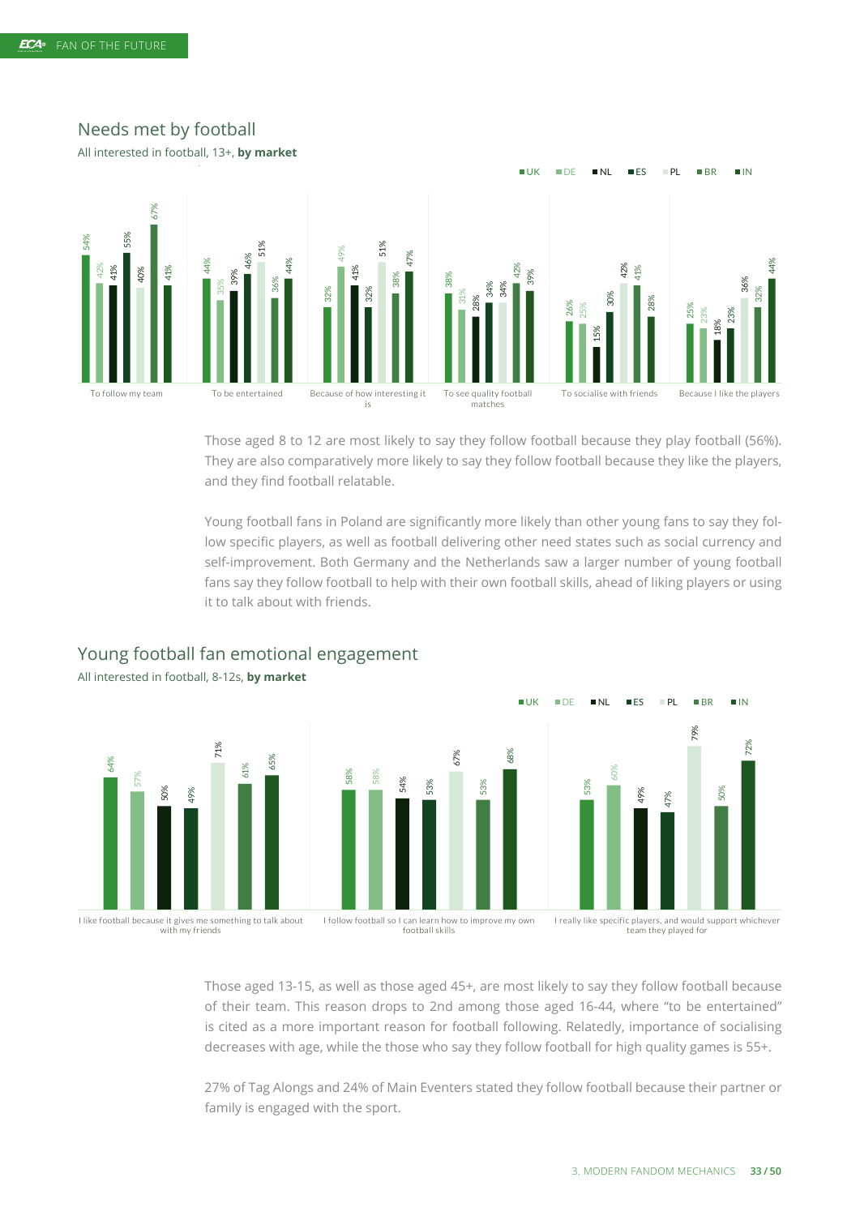## Needs met by football

All interested in football, 13+, **by market**

| | UK | DE | NL | ES | PL | BR | IN |
|---|---|---|---|---|---|---|---|
| To follow my team | 54% | 42% | 41% | 55% | 40% | 67% | 41% |
| To be entertained | 44% | 35% | 39% | 46% | 51% | 36% | 44% |
| Because of how interesting it is | 32% | 49% | 41% | 32% | 51% | 38% | 47% |
| To see quality football matches | 38% | 31% | 28% | 34% | 34% | 42% | 39% |
| To socialise with friends | 26% | 25% | 15% | 30% | 42% | 41% | 28% |
| Because I like the players | 25% | 23% | 18% | 23% | 36% | 32% | 44% |

Those aged 8 to 12 are most likely to say they follow football because they play football (56%). They are also comparatively more likely to say they follow football because they like the players, and they find football relatable.

Young football fans in Poland are significantly more likely than other young fans to say they follow specific players, as well as football delivering other need states such as social currency and self-improvement. Both Germany and the Netherlands saw a larger number of young football fans say they follow football to help with their own football skills, ahead of liking players or using it to talk about with friends.

## Young football fan emotional engagement

All interested in football, 8-12s, **by market**

| | UK | DE | NL | ES | PL | BR | IN |
|---|---|---|---|---|---|---|---|
| I like football because it gives me something to talk about with my friends | 64% | 57% | 50% | 49% | 71% | 61% | 65% |
| I follow football so I can learn how to improve my own football skills | 58% | 58% | 54% | 53% | 67% | 53% | 68% |
| I really like specific players, and would support whichever team they played for | 53% | 60% | 49% | 47% | 79% | 50% | 72% |

Those aged 13-15, as well as those aged 45+, are most likely to say they follow football because of their team. This reason drops to 2nd among those aged 16-44, where "to be entertained" is cited as a more important reason for football following. Relatedly, importance of socialising decreases with age, while the those who say they follow football for high quality games is 55+.

27% of Tag Alongs and 24% of Main Eventers stated they follow football because their partner or family is engaged with the sport.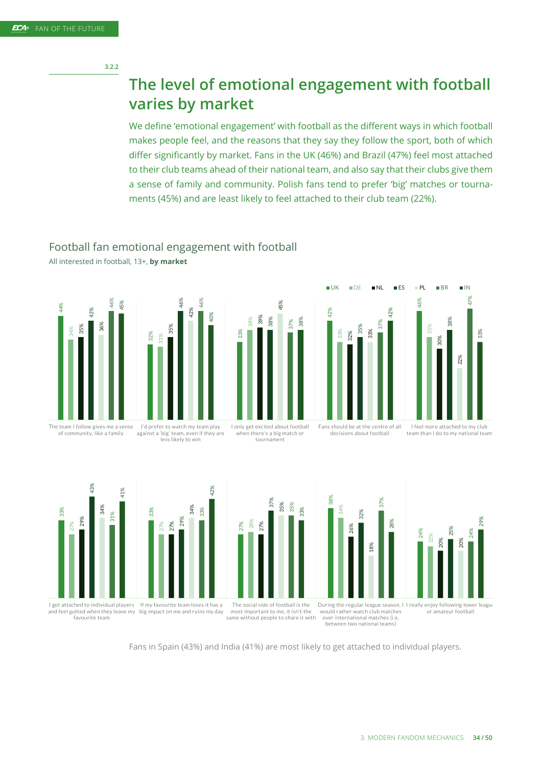3.2.2

# The level of emotional engagement with football varies by market

We define 'emotional engagement' with football as the different ways in which football makes people feel, and the reasons that they say they follow the sport, both of which differ significantly by market. Fans in the UK (46%) and Brazil (47%) feel most attached to their club teams ahead of their national team, and also say that their clubs give them a sense of family and community. Polish fans tend to prefer 'big' matches or tournaments (45%) and are least likely to feel attached to their club team (22%).

## Football fan emotional engagement with football

All interested in football, 13+, **by market**

| Statement | UK | DE | NL | ES | PL | BR | IN |
|---|---|---|---|---|---|---|---|
| The team I follow gives me a sense of community, like a family | 44% | 34% | 35% | 42% | 36% | 46% | 45% |
| I'd prefer to watch my team play against a 'big' team, even if they are less likely to win | 32% | 31% | 35% | 46% | 42% | 46% | 40% |
| I only get excited about football when there's a big match or tournament | 33% | 38% | 39% | 38% | 45% | 37% | 38% |
| Fans should be at the centre of all decisions about football | 42% | 33% | 32% | 35% | 33% | 37% | 42% |
| I feel more attached to my club team than I do to my national team | 46% | 35% | 30% | 38% | 22% | 47% | 33% |
| I get attached to individual players and feel gutted when they leave my favourite team | 33% | 27% | 29% | 43% | 34% | 31% | 41% |
| If my favourite team loses it has a big impact on me and ruins my day | 33% | 27% | 27% | 29% | 34% | 33% | 42% |
| The social side of football is the most important to me, it isn't the same without people to share it with | 27% | 28% | 27% | 37% | 35% | 35% | 33% |
| During the regular league season, I would rather watch club matches over international matches (i.e. between two national teams) | 38% | 34% | 26% | 32% | 18% | 37% | 28% |
| I really enjoy following lower league or amateur football | 24% | 22% | 20% | 25% | 20% | 24% | 29% |

Fans in Spain (43%) and India (41%) are most likely to get attached to individual players.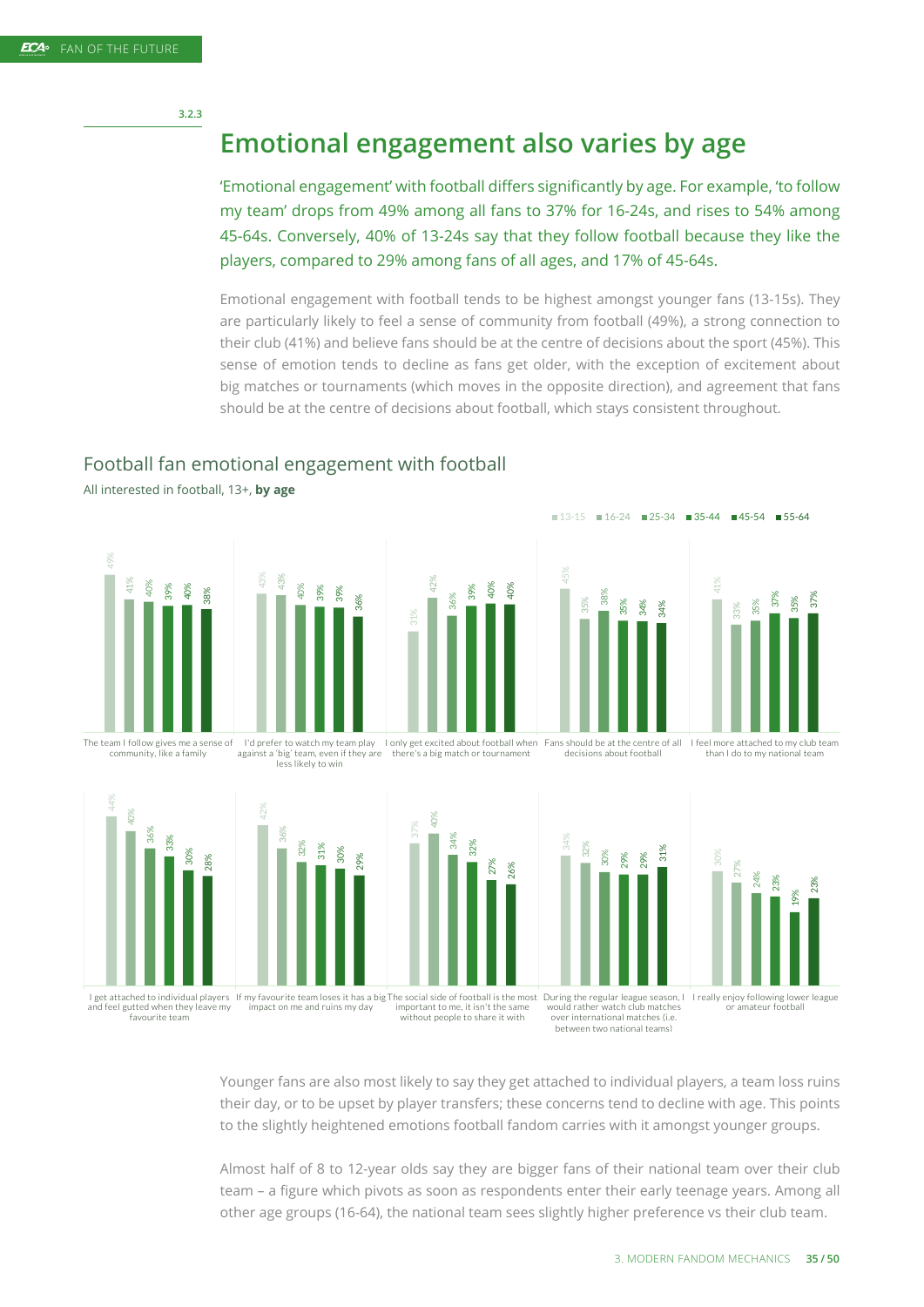3.2.3

## Emotional engagement also varies by age

'Emotional engagement' with football differs significantly by age. For example, 'to follow my team' drops from 49% among all fans to 37% for 16-24s, and rises to 54% among 45-64s. Conversely, 40% of 13-24s say that they follow football because they like the players, compared to 29% among fans of all ages, and 17% of 45-64s.

Emotional engagement with football tends to be highest amongst younger fans (13-15s). They are particularly likely to feel a sense of community from football (49%), a strong connection to their club (41%) and believe fans should be at the centre of decisions about the sport (45%). This sense of emotion tends to decline as fans get older, with the exception of excitement about big matches or tournaments (which moves in the opposite direction), and agreement that fans should be at the centre of decisions about football, which stays consistent throughout.

### Football fan emotional engagement with football

All interested in football, 13+, **by age**

| Statement | 13-15 | 16-24 | 25-34 | 35-44 | 45-54 | 55-64 |
|---|---|---|---|---|---|---|
| The team I follow gives me a sense of community, like a family | 49% | 41% | 40% | 39% | 40% | 38% |
| I'd prefer to watch my team play against a 'big' team, even if they are less likely to win | 43% | 43% | 40% | 39% | 39% | 36% |
| I only get excited about football when there's a big match or tournament | 31% | 42% | 36% | 39% | 40% | 40% |
| Fans should be at the centre of all decisions about football | 45% | 35% | 38% | 35% | 34% | 34% |
| I feel more attached to my club team than I do to my national team | 41% | 33% | 35% | 37% | 35% | 37% |
| I get attached to individual players and feel gutted when they leave my favourite team | 44% | 40% | 36% | 33% | 30% | 28% |
| If my favourite team loses it has a big impact on me and ruins my day | 42% | 36% | 32% | 31% | 30% | 29% |
| The social side of football is the most important to me, it isn't the same without people to share it with | 37% | 40% | 34% | 32% | 27% | 26% |
| During the regular league season, I would rather watch club matches over international matches (i.e. between two national teams) | 34% | 32% | 30% | 29% | 29% | 31% |
| I really enjoy following lower league or amateur football | 30% | 27% | 24% | 23% | 19% | 23% |

Younger fans are also most likely to say they get attached to individual players, a team loss ruins their day, or to be upset by player transfers; these concerns tend to decline with age. This points to the slightly heightened emotions football fandom carries with it amongst younger groups.

Almost half of 8 to 12-year olds say they are bigger fans of their national team over their club team – a figure which pivots as soon as respondents enter their early teenage years. Among all other age groups (16-64), the national team sees slightly higher preference vs their club team.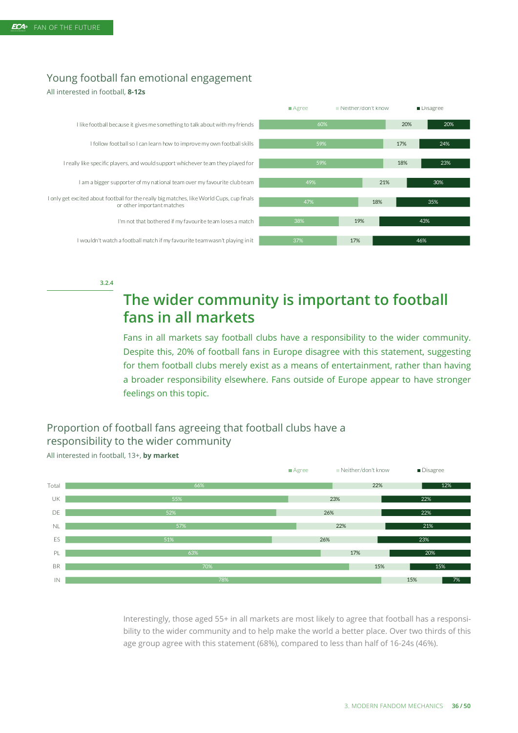## Young football fan emotional engagement

All interested in football, **8-12s**

| Statement | Agree | Neither/don't know | Disagree |
|---|---|---|---|
| I like football because it gives me something to talk about with my friends | 60% | 20% | 20% |
| I follow football so I can learn how to improve my own football skills | 59% | 17% | 24% |
| I really like specific players, and would support whichever team they played for | 59% | 18% | 23% |
| I am a bigger supporter of my national team over my favourite club team | 49% | 21% | 30% |
| I only get excited about football for the really big matches, like World Cups, cup finals or other important matches | 47% | 18% | 35% |
| I'm not that bothered if my favourite team loses a match | 38% | 19% | 43% |
| I wouldn't watch a football match if my favourite team wasn't playing in it | 37% | 17% | 46% |

3.2.4

# The wider community is important to football fans in all markets

Fans in all markets say football clubs have a responsibility to the wider community. Despite this, 20% of football fans in Europe disagree with this statement, suggesting for them football clubs merely exist as a means of entertainment, rather than having a broader responsibility elsewhere. Fans outside of Europe appear to have stronger feelings on this topic.

## Proportion of football fans agreeing that football clubs have a responsibility to the wider community

All interested in football, 13+, **by market**

| Market | Agree | Neither/don't know | Disagree |
|---|---|---|---|
| Total | 66% | 22% | 12% |
| UK | 55% | 23% | 22% |
| DE | 52% | 26% | 22% |
| NL | 57% | 22% | 21% |
| ES | 51% | 26% | 23% |
| PL | 63% | 17% | 20% |
| BR | 70% | 15% | 15% |
| IN | 78% | 15% | 7% |

Interestingly, those aged 55+ in all markets are most likely to agree that football has a responsibility to the wider community and to help make the world a better place. Over two thirds of this age group agree with this statement (68%), compared to less than half of 16-24s (46%).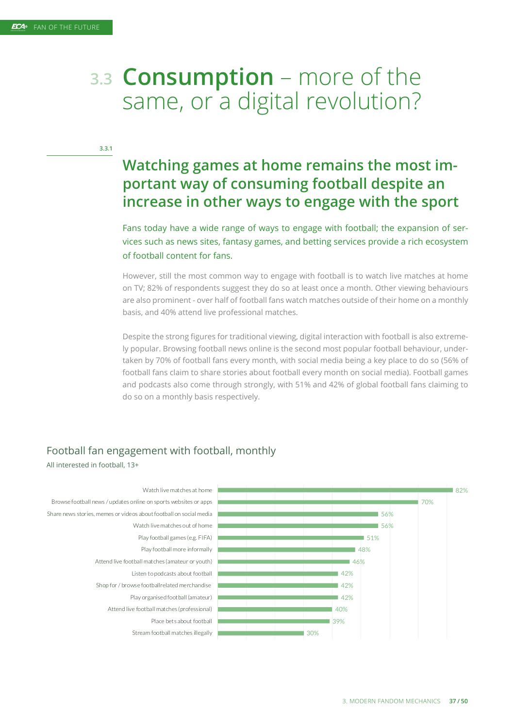# 3.3 **Consumption** – more of the same, or a digital revolution?

3.3.1

## Watching games at home remains the most important way of consuming football despite an increase in other ways to engage with the sport

Fans today have a wide range of ways to engage with football; the expansion of services such as news sites, fantasy games, and betting services provide a rich ecosystem of football content for fans.

However, still the most common way to engage with football is to watch live matches at home on TV; 82% of respondents suggest they do so at least once a month. Other viewing behaviours are also prominent - over half of football fans watch matches outside of their home on a monthly basis, and 40% attend live professional matches.

Despite the strong figures for traditional viewing, digital interaction with football is also extremely popular. Browsing football news online is the second most popular football behaviour, undertaken by 70% of football fans every month, with social media being a key place to do so (56% of football fans claim to share stories about football every month on social media). Football games and podcasts also come through strongly, with 51% and 42% of global football fans claiming to do so on a monthly basis respectively.

### Football fan engagement with football, monthly

All interested in football, 13+

| Activity | % |
|---|---|
| Watch live matches at home | 82% |
| Browse football news / updates online on sports websites or apps | 70% |
| Share news stories, memes or videos about football on social media | 56% |
| Watch live matches out of home | 56% |
| Play football games (e.g. FIFA) | 51% |
| Play football more informally | 48% |
| Attend live football matches (amateur or youth) | 46% |
| Listen to podcasts about football | 42% |
| Shop for / browse footballrelated merchandise | 42% |
| Play organised football (amateur) | 42% |
| Attend live football matches (professional) | 40% |
| Place bets about football | 39% |
| Stream football matches illegally | 30% |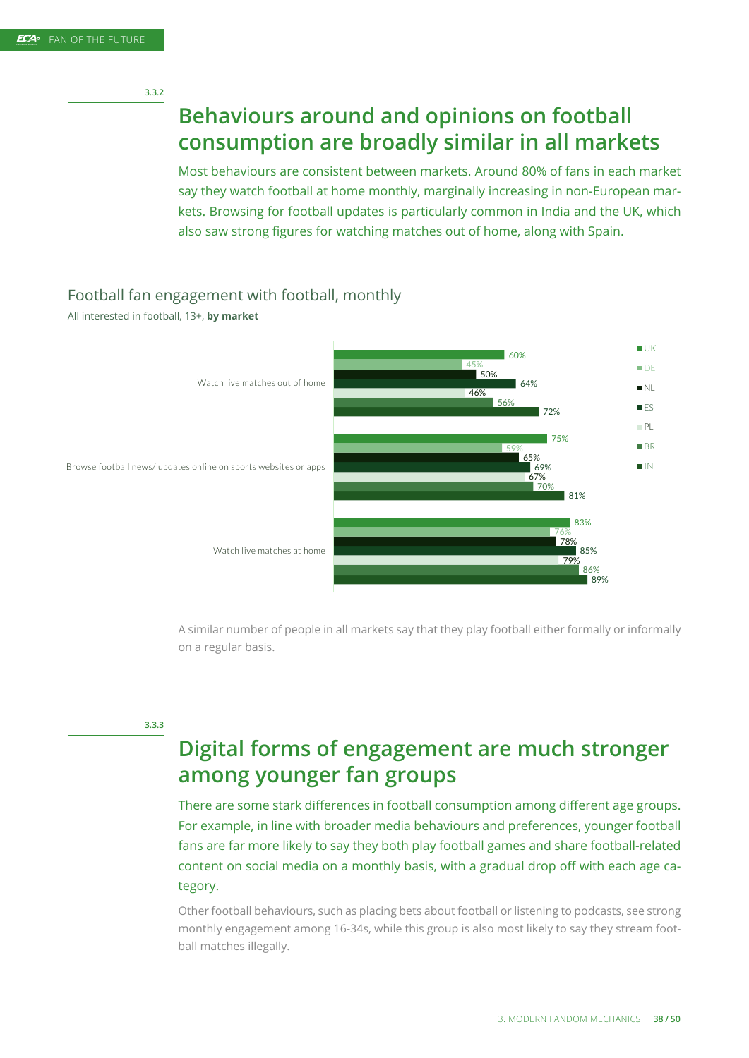3.3.2

## Behaviours around and opinions on football consumption are broadly similar in all markets

Most behaviours are consistent between markets. Around 80% of fans in each market say they watch football at home monthly, marginally increasing in non-European markets. Browsing for football updates is particularly common in India and the UK, which also saw strong figures for watching matches out of home, along with Spain.

### Football fan engagement with football, monthly

All interested in football, 13+, **by market**

| | UK | DE | NL | ES | PL | BR | IN |
|---|---|---|---|---|---|---|---|
| Watch live matches out of home | 60% | 45% | 50% | 64% | 46% | 56% | 72% |
| Browse football news/ updates online on sports websites or apps | 75% | 59% | 65% | 69% | 67% | 70% | 81% |
| Watch live matches at home | 83% | 76% | 78% | 85% | 79% | 86% | 89% |

A similar number of people in all markets say that they play football either formally or informally on a regular basis.

3.3.3

## Digital forms of engagement are much stronger among younger fan groups

There are some stark differences in football consumption among different age groups. For example, in line with broader media behaviours and preferences, younger football fans are far more likely to say they both play football games and share football-related content on social media on a monthly basis, with a gradual drop off with each age category.

Other football behaviours, such as placing bets about football or listening to podcasts, see strong monthly engagement among 16-34s, while this group is also most likely to say they stream football matches illegally.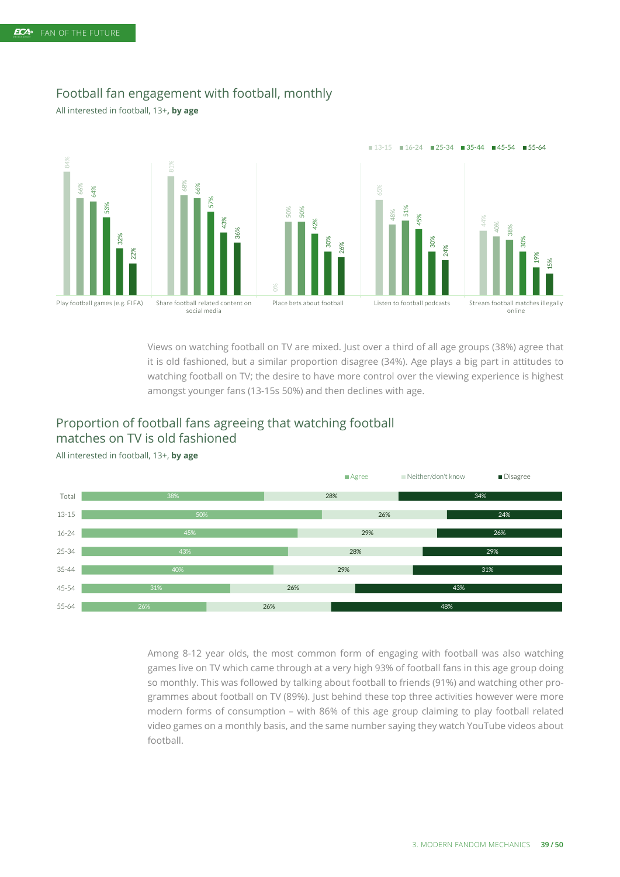## Football fan engagement with football, monthly

All interested in football, 13+, **by age**

| | 13-15 | 16-24 | 25-34 | 35-44 | 45-54 | 55-64 |
|---|---|---|---|---|---|---|
| Play football games (e.g. FIFA) | 84% | 66% | 64% | 53% | 32% | 22% |
| Share football related content on social media | 81% | 68% | 66% | 57% | 43% | 36% |
| Place bets about football | 0% | 50% | 50% | 42% | 30% | 26% |
| Listen to football podcasts | 65% | 48% | 51% | 45% | 30% | 24% |
| Stream football matches illegally online | 44% | 40% | 38% | 30% | 19% | 15% |

Views on watching football on TV are mixed. Just over a third of all age groups (38%) agree that it is old fashioned, but a similar proportion disagree (34%). Age plays a big part in attitudes to watching football on TV; the desire to have more control over the viewing experience is highest amongst younger fans (13-15s 50%) and then declines with age.

## Proportion of football fans agreeing that watching football matches on TV is old fashioned

All interested in football, 13+, **by age**

| | Agree | Neither/don't know | Disagree |
|---|---|---|---|
| Total | 38% | 28% | 34% |
| 13-15 | 50% | 26% | 24% |
| 16-24 | 45% | 29% | 26% |
| 25-34 | 43% | 28% | 29% |
| 35-44 | 40% | 29% | 31% |
| 45-54 | 31% | 26% | 43% |
| 55-64 | 26% | 26% | 48% |

Among 8-12 year olds, the most common form of engaging with football was also watching games live on TV which came through at a very high 93% of football fans in this age group doing so monthly. This was followed by talking about football to friends (91%) and watching other programmes about football on TV (89%). Just behind these top three activities however were more modern forms of consumption – with 86% of this age group claiming to play football related video games on a monthly basis, and the same number saying they watch YouTube videos about football.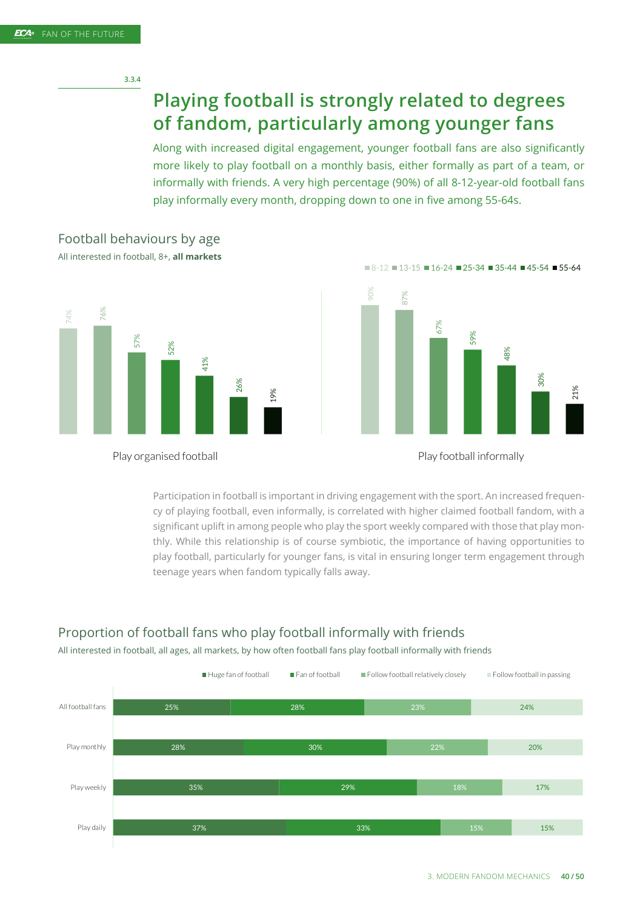3.3.4

## Playing football is strongly related to degrees of fandom, particularly among younger fans

Along with increased digital engagement, younger football fans are also significantly more likely to play football on a monthly basis, either formally as part of a team, or informally with friends. A very high percentage (90%) of all 8-12-year-old football fans play informally every month, dropping down to one in five among 55-64s.

### Football behaviours by age

All interested in football, 8+, **all markets**

| | 8-12 | 13-15 | 16-24 | 25-34 | 35-44 | 45-54 | 55-64 |
|---|---|---|---|---|---|---|---|
| Play organised football | 74% | 76% | 57% | 52% | 41% | 26% | 19% |
| Play football informally | 90% | 87% | 67% | 59% | 48% | 30% | 21% |

Participation in football is important in driving engagement with the sport. An increased frequency of playing football, even informally, is correlated with higher claimed football fandom, with a significant uplift in among people who play the sport weekly compared with those that play monthly. While this relationship is of course symbiotic, the importance of having opportunities to play football, particularly for younger fans, is vital in ensuring longer term engagement through teenage years when fandom typically falls away.

### Proportion of football fans who play football informally with friends

All interested in football, all ages, all markets, by how often football fans play football informally with friends

| | Huge fan of football | Fan of football | Follow football relatively closely | Follow football in passing |
|---|---|---|---|---|
| All football fans | 25% | 28% | 23% | 24% |
| Play monthly | 28% | 30% | 22% | 20% |
| Play weekly | 35% | 29% | 18% | 17% |
| Play daily | 37% | 33% | 15% | 15% |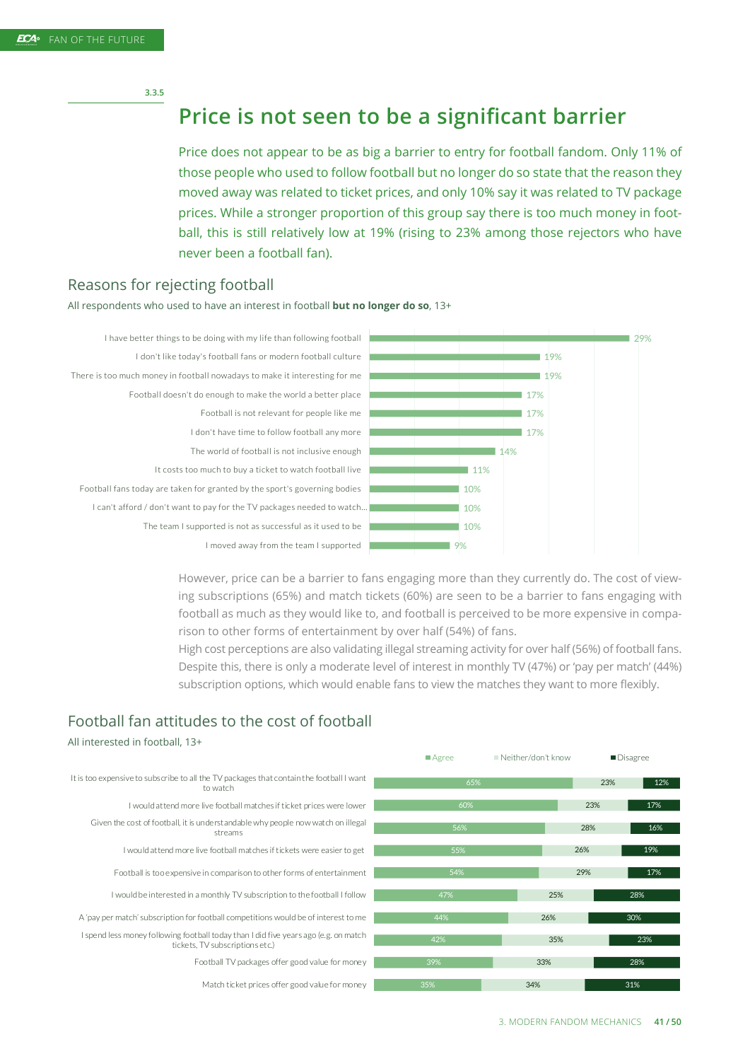3.3.5

# Price is not seen to be a significant barrier

Price does not appear to be as big a barrier to entry for football fandom. Only 11% of those people who used to follow football but no longer do so state that the reason they moved away was related to ticket prices, and only 10% say it was related to TV package prices. While a stronger proportion of this group say there is too much money in football, this is still relatively low at 19% (rising to 23% among those rejectors who have never been a football fan).

## Reasons for rejecting football

All respondents who used to have an interest in football **but no longer do so**, 13+

| Reason | % |
|---|---|
| I have better things to be doing with my life than following football | 29% |
| I don't like today's football fans or modern football culture | 19% |
| There is too much money in football nowadays to make it interesting for me | 19% |
| Football doesn't do enough to make the world a better place | 17% |
| Football is not relevant for people like me | 17% |
| I don't have time to follow football any more | 17% |
| The world of football is not inclusive enough | 14% |
| It costs too much to buy a ticket to watch football live | 11% |
| Football fans today are taken for granted by the sport's governing bodies | 10% |
| I can't afford / don't want to pay for the TV packages needed to watch... | 10% |
| The team I supported is not as successful as it used to be | 10% |
| I moved away from the team I supported | 9% |

However, price can be a barrier to fans engaging more than they currently do. The cost of viewing subscriptions (65%) and match tickets (60%) are seen to be a barrier to fans engaging with football as much as they would like to, and football is perceived to be more expensive in comparison to other forms of entertainment by over half (54%) of fans.

High cost perceptions are also validating illegal streaming activity for over half (56%) of football fans. Despite this, there is only a moderate level of interest in monthly TV (47%) or 'pay per match' (44%) subscription options, which would enable fans to view the matches they want to more flexibly.

## Football fan attitudes to the cost of football

All interested in football, 13+

| Statement | Agree | Neither/don't know | Disagree |
|---|---|---|---|
| It is too expensive to subscribe to all the TV packages that contain the football I want to watch | 65% | 23% | 12% |
| I would attend more live football matches if ticket prices were lower | 60% | 23% | 17% |
| Given the cost of football, it is understandable why people now watch on illegal streams | 56% | 28% | 16% |
| I would attend more live football matches if tickets were easier to get | 55% | 26% | 19% |
| Football is too expensive in comparison to other forms of entertainment | 54% | 29% | 17% |
| I would be interested in a monthly TV subscription to the football I follow | 47% | 25% | 28% |
| A 'pay per match' subscription for football competitions would be of interest to me | 44% | 26% | 30% |
| I spend less money following football today than I did five years ago (e.g. on match tickets, TV subscriptions etc.) | 42% | 35% | 23% |
| Football TV packages offer good value for money | 39% | 33% | 28% |
| Match ticket prices offer good value for money | 35% | 34% | 31% |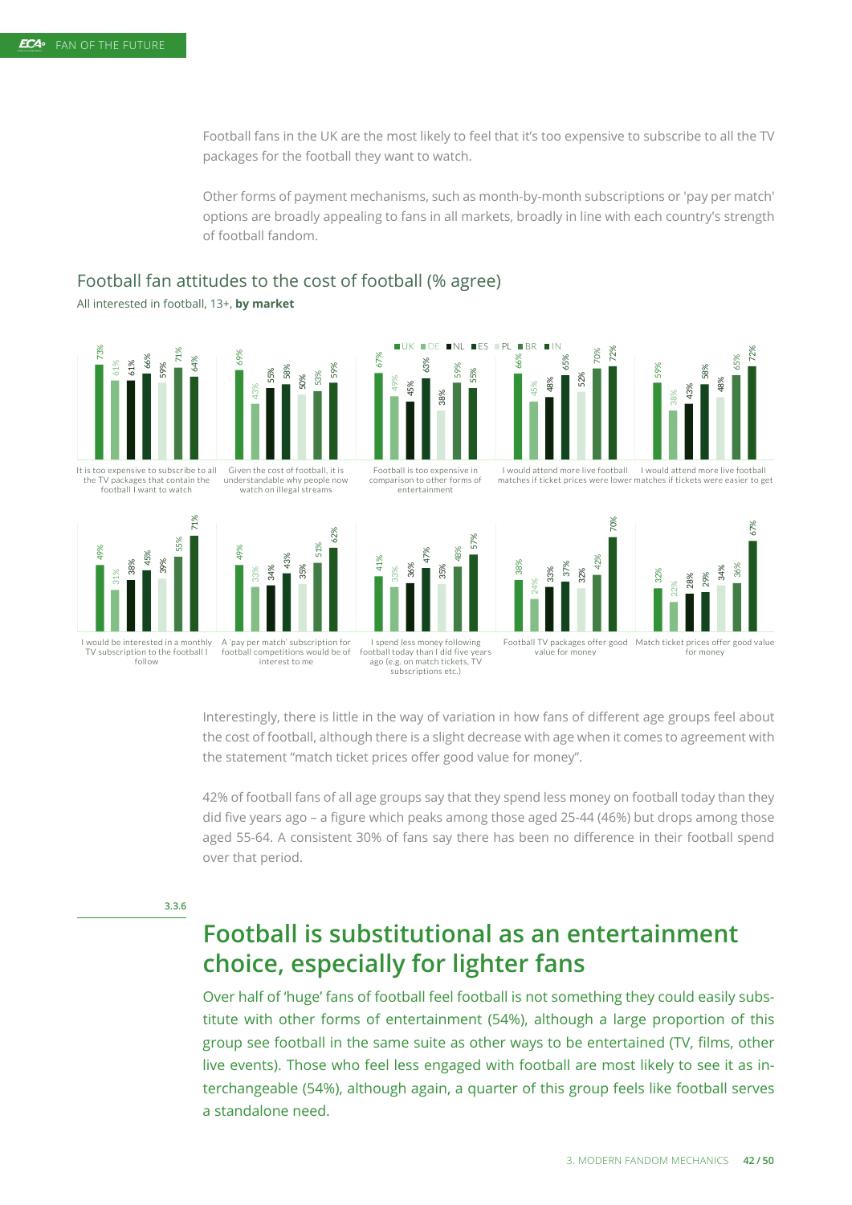Football fans in the UK are the most likely to feel that it's too expensive to subscribe to all the TV packages for the football they want to watch.

Other forms of payment mechanisms, such as month-by-month subscriptions or 'pay per match' options are broadly appealing to fans in all markets, broadly in line with each country's strength of football fandom.

## Football fan attitudes to the cost of football (% agree)

All interested in football, 13+, **by market**

| Statement | UK | DE | NL | ES | PL | BR | IN |
|---|---|---|---|---|---|---|---|
| It is too expensive to subscribe to all the TV packages that contain the football I want to watch | 73% | 61% | 61% | 66% | 59% | 71% | 64% |
| Given the cost of football, it is understandable why people now watch on illegal streams | 69% | 43% | 55% | 58% | 50% | 53% | 59% |
| Football is too expensive in comparison to other forms of entertainment | 67% | 49% | 45% | 63% | 38% | 59% | 55% |
| I would attend more live football matches if ticket prices were lower | 66% | 45% | 48% | 65% | 52% | 70% | 72% |
| I would attend more live football matches if tickets were easier to get | 59% | 38% | 43% | 58% | 48% | 65% | 72% |
| I would be interested in a monthly TV subscription to the football I follow | 49% | 31% | 38% | 45% | 39% | 55% | 71% |
| A 'pay per match' subscription for football competitions would be of interest to me | 49% | 33% | 34% | 43% | 35% | 51% | 62% |
| I spend less money following football today than I did five years ago (e.g. on match tickets, TV subscriptions etc.) | 41% | 33% | 36% | 47% | 35% | 48% | 57% |
| Football TV packages offer good value for money | 38% | 24% | 33% | 37% | 32% | 42% | 70% |
| Match ticket prices offer good value for money | 32% | 22% | 28% | 29% | 34% | 36% | 67% |

Interestingly, there is little in the way of variation in how fans of different age groups feel about the cost of football, although there is a slight decrease with age when it comes to agreement with the statement "match ticket prices offer good value for money".

42% of football fans of all age groups say that they spend less money on football today than they did five years ago – a figure which peaks among those aged 25-44 (46%) but drops among those aged 55-64. A consistent 30% of fans say there has been no difference in their football spend over that period.

3.3.6

## Football is substitutional as an entertainment choice, especially for lighter fans

Over half of 'huge' fans of football feel football is not something they could easily substitute with other forms of entertainment (54%), although a large proportion of this group see football in the same suite as other ways to be entertained (TV, films, other live events). Those who feel less engaged with football are most likely to see it as interchangeable (54%), although again, a quarter of this group feels like football serves a standalone need.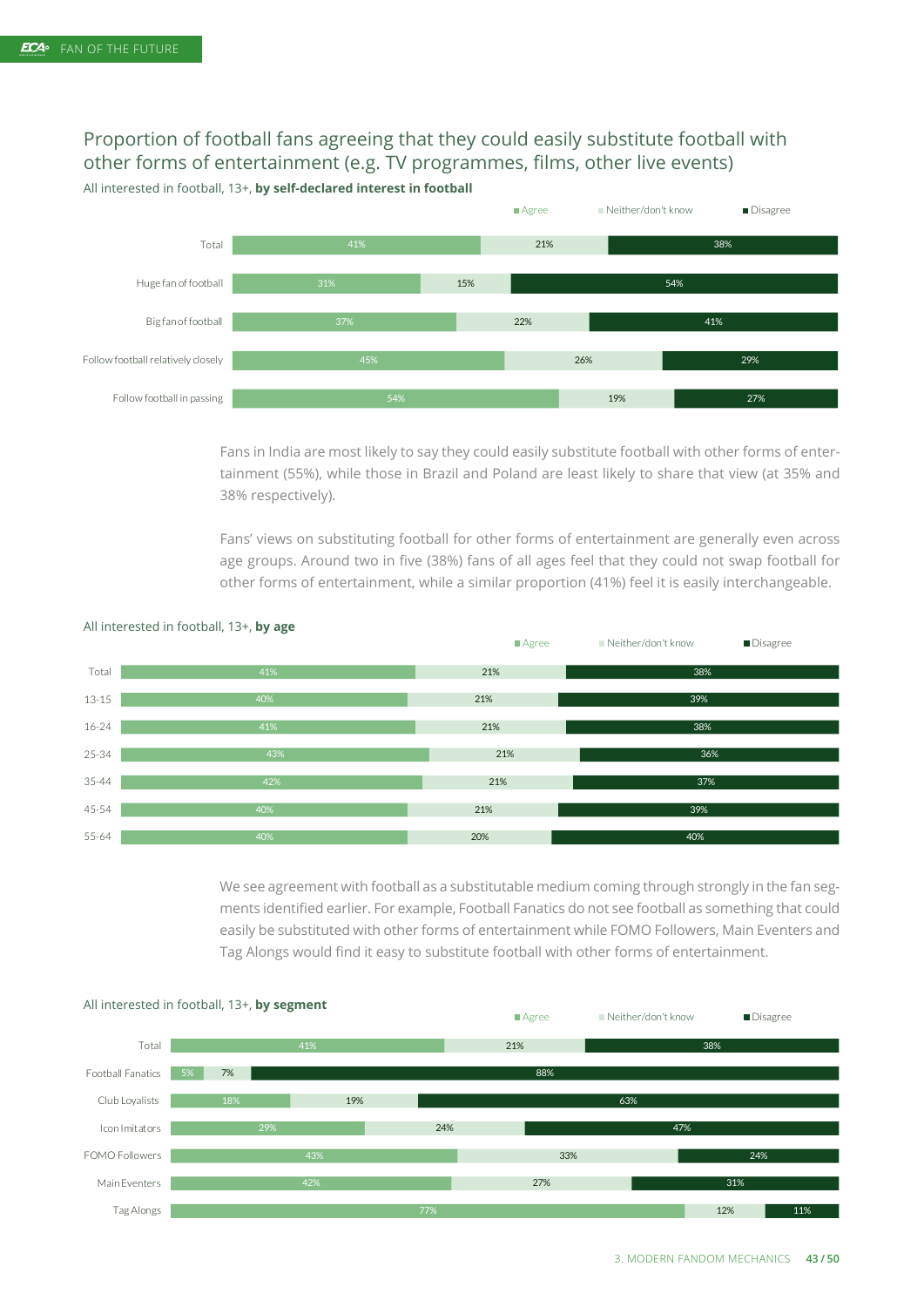## Proportion of football fans agreeing that they could easily substitute football with other forms of entertainment (e.g. TV programmes, films, other live events)

All interested in football, 13+, **by self-declared interest in football**

| | Agree | Neither/don't know | Disagree |
|---|---|---|---|
| Total | 41% | 21% | 38% |
| Huge fan of football | 31% | 15% | 54% |
| Big fan of football | 37% | 22% | 41% |
| Follow football relatively closely | 45% | 26% | 29% |
| Follow football in passing | 54% | 19% | 27% |

Fans in India are most likely to say they could easily substitute football with other forms of entertainment (55%), while those in Brazil and Poland are least likely to share that view (at 35% and 38% respectively).

Fans' views on substituting football for other forms of entertainment are generally even across age groups. Around two in five (38%) fans of all ages feel that they could not swap football for other forms of entertainment, while a similar proportion (41%) feel it is easily interchangeable.

All interested in football, 13+, **by age**

| | Agree | Neither/don't know | Disagree |
|---|---|---|---|
| Total | 41% | 21% | 38% |
| 13-15 | 40% | 21% | 39% |
| 16-24 | 41% | 21% | 38% |
| 25-34 | 43% | 21% | 36% |
| 35-44 | 42% | 21% | 37% |
| 45-54 | 40% | 21% | 39% |
| 55-64 | 40% | 20% | 40% |

We see agreement with football as a substitutable medium coming through strongly in the fan segments identified earlier. For example, Football Fanatics do not see football as something that could easily be substituted with other forms of entertainment while FOMO Followers, Main Eventers and Tag Alongs would find it easy to substitute football with other forms of entertainment.

All interested in football, 13+, **by segment**

| | Agree | Neither/don't know | Disagree |
|---|---|---|---|
| Total | 41% | 21% | 38% |
| Football Fanatics | 5% | 7% | 88% |
| Club Loyalists | 18% | 19% | 63% |
| Icon Imitators | 29% | 24% | 47% |
| FOMO Followers | 43% | 33% | 24% |
| Main Eventers | 42% | 27% | 31% |
| Tag Alongs | 77% | 12% | 11% |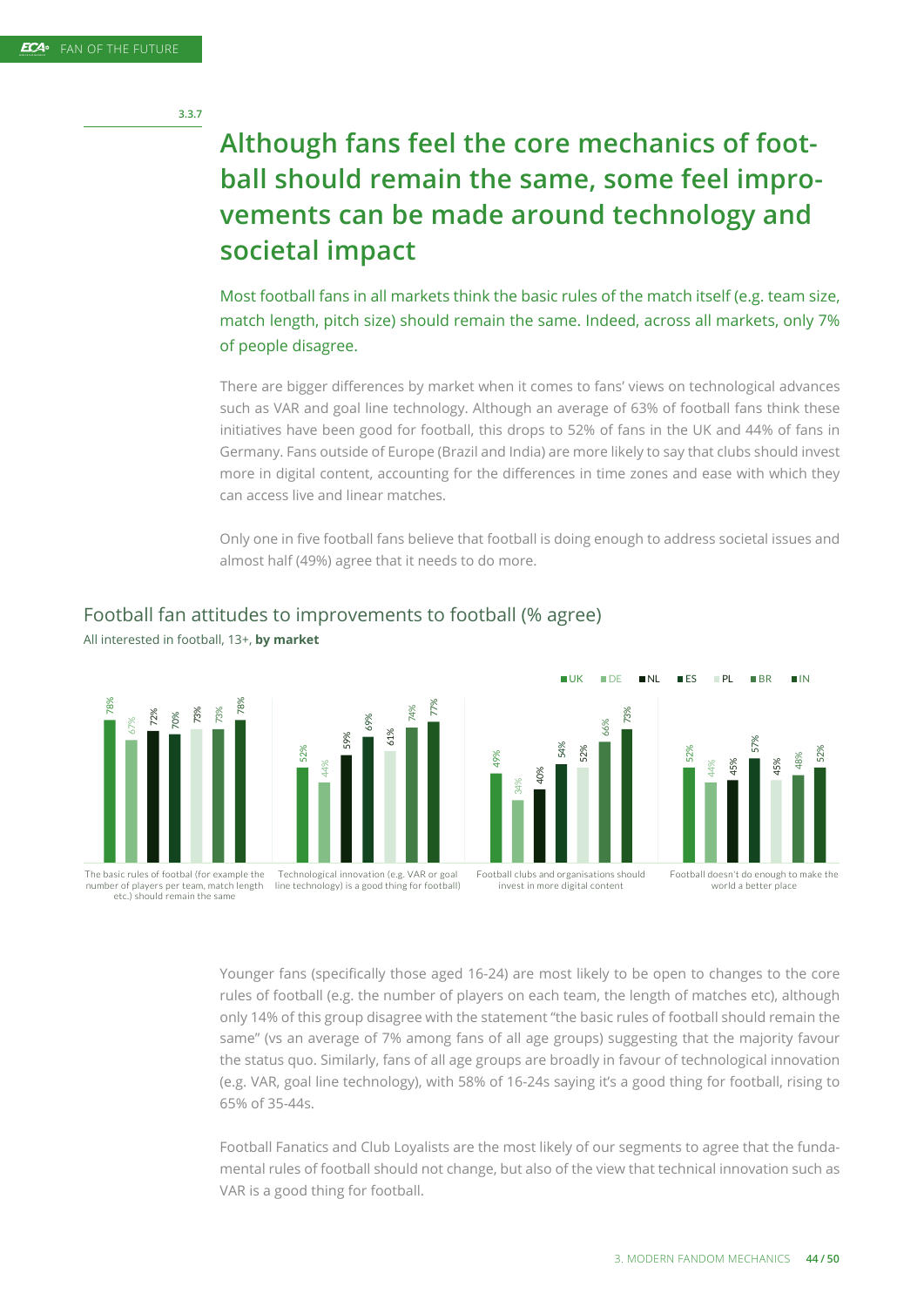3.3.7

# Although fans feel the core mechanics of football should remain the same, some feel improvements can be made around technology and societal impact

Most football fans in all markets think the basic rules of the match itself (e.g. team size, match length, pitch size) should remain the same. Indeed, across all markets, only 7% of people disagree.

There are bigger differences by market when it comes to fans' views on technological advances such as VAR and goal line technology. Although an average of 63% of football fans think these initiatives have been good for football, this drops to 52% of fans in the UK and 44% of fans in Germany. Fans outside of Europe (Brazil and India) are more likely to say that clubs should invest more in digital content, accounting for the differences in time zones and ease with which they can access live and linear matches.

Only one in five football fans believe that football is doing enough to address societal issues and almost half (49%) agree that it needs to do more.

## Football fan attitudes to improvements to football (% agree)

All interested in football, 13+, **by market**

| | UK | DE | NL | ES | PL | BR | IN |
|---|---|---|---|---|---|---|---|
| The basic rules of footbal (for example the number of players per team, match length etc.) should remain the same | 78% | 67% | 72% | 70% | 73% | 73% | 78% |
| Technological innovation (e.g. VAR or goal line technology) is a good thing for football) | 52% | 44% | 59% | 69% | 61% | 74% | 77% |
| Football clubs and organisations should invest in more digital content | 49% | 34% | 40% | 54% | 52% | 66% | 73% |
| Football doesn't do enough to make the world a better place | 52% | 44% | 45% | 57% | 45% | 48% | 52% |

Younger fans (specifically those aged 16-24) are most likely to be open to changes to the core rules of football (e.g. the number of players on each team, the length of matches etc), although only 14% of this group disagree with the statement "the basic rules of football should remain the same" (vs an average of 7% among fans of all age groups) suggesting that the majority favour the status quo. Similarly, fans of all age groups are broadly in favour of technological innovation (e.g. VAR, goal line technology), with 58% of 16-24s saying it's a good thing for football, rising to 65% of 35-44s.

Football Fanatics and Club Loyalists are the most likely of our segments to agree that the fundamental rules of football should not change, but also of the view that technical innovation such as VAR is a good thing for football.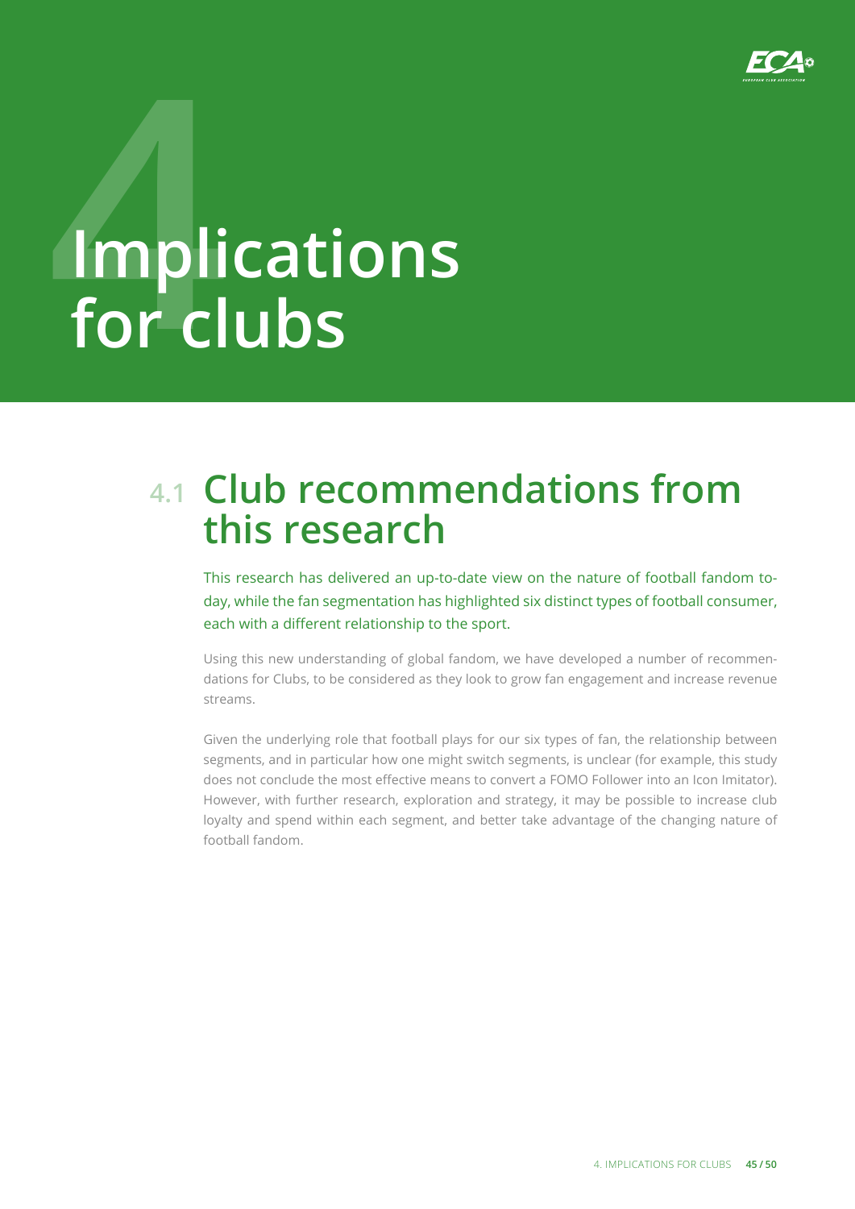# 4 Implications for clubs

## 4.1 Club recommendations from this research

This research has delivered an up-to-date view on the nature of football fandom today, while the fan segmentation has highlighted six distinct types of football consumer, each with a different relationship to the sport.

Using this new understanding of global fandom, we have developed a number of recommendations for Clubs, to be considered as they look to grow fan engagement and increase revenue streams.

Given the underlying role that football plays for our six types of fan, the relationship between segments, and in particular how one might switch segments, is unclear (for example, this study does not conclude the most effective means to convert a FOMO Follower into an Icon Imitator). However, with further research, exploration and strategy, it may be possible to increase club loyalty and spend within each segment, and better take advantage of the changing nature of football fandom.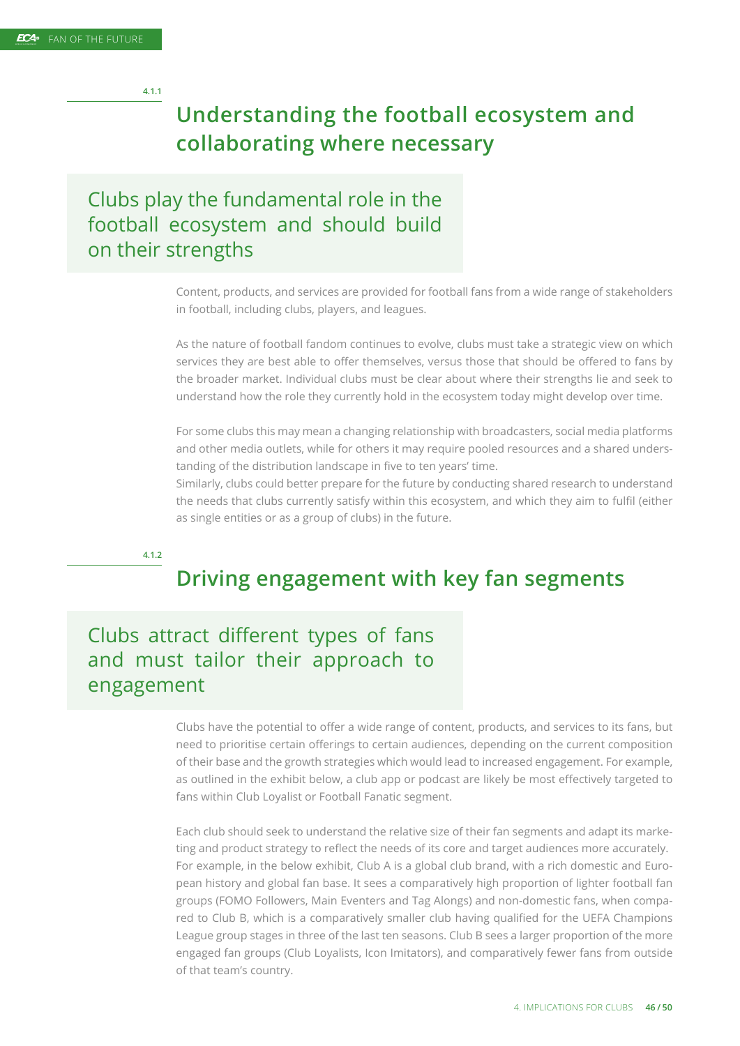4.1.1

## Understanding the football ecosystem and collaborating where necessary

### Clubs play the fundamental role in the football ecosystem and should build on their strengths

Content, products, and services are provided for football fans from a wide range of stakeholders in football, including clubs, players, and leagues.

As the nature of football fandom continues to evolve, clubs must take a strategic view on which services they are best able to offer themselves, versus those that should be offered to fans by the broader market. Individual clubs must be clear about where their strengths lie and seek to understand how the role they currently hold in the ecosystem today might develop over time.

For some clubs this may mean a changing relationship with broadcasters, social media platforms and other media outlets, while for others it may require pooled resources and a shared understanding of the distribution landscape in five to ten years' time.
Similarly, clubs could better prepare for the future by conducting shared research to understand the needs that clubs currently satisfy within this ecosystem, and which they aim to fulfil (either as single entities or as a group of clubs) in the future.

4.1.2

## Driving engagement with key fan segments

### Clubs attract different types of fans and must tailor their approach to engagement

Clubs have the potential to offer a wide range of content, products, and services to its fans, but need to prioritise certain offerings to certain audiences, depending on the current composition of their base and the growth strategies which would lead to increased engagement. For example, as outlined in the exhibit below, a club app or podcast are likely be most effectively targeted to fans within Club Loyalist or Football Fanatic segment.

Each club should seek to understand the relative size of their fan segments and adapt its marketing and product strategy to reflect the needs of its core and target audiences more accurately.
For example, in the below exhibit, Club A is a global club brand, with a rich domestic and European history and global fan base. It sees a comparatively high proportion of lighter football fan groups (FOMO Followers, Main Eventers and Tag Alongs) and non-domestic fans, when compared to Club B, which is a comparatively smaller club having qualified for the UEFA Champions League group stages in three of the last ten seasons. Club B sees a larger proportion of the more engaged fan groups (Club Loyalists, Icon Imitators), and comparatively fewer fans from outside of that team's country.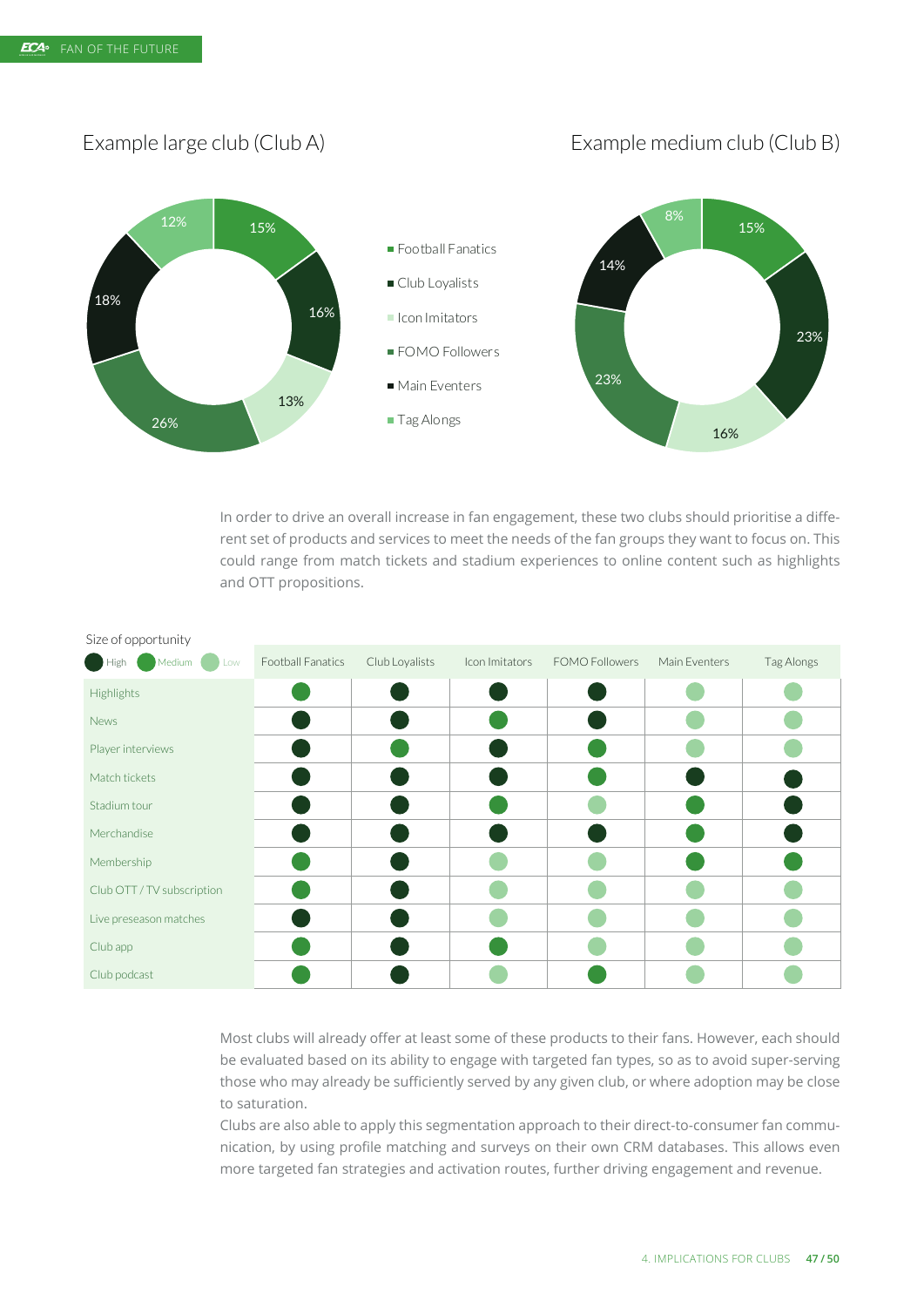## Example large club (Club A)

## Example medium club (Club B)

| Fan group | Example large club (Club A) | Example medium club (Club B) |
|---|---|---|
| Football Fanatics | 15% | 15% |
| Club Loyalists | 16% | 23% |
| Icon Imitators | 13% | 16% |
| FOMO Followers | 26% | 23% |
| Main Eventers | 18% | 14% |
| Tag Alongs | 12% | 8% |

In order to drive an overall increase in fan engagement, these two clubs should prioritise a different set of products and services to meet the needs of the fan groups they want to focus on. This could range from match tickets and stadium experiences to online content such as highlights and OTT propositions.

Size of opportunity: High / Medium / Low

| | Football Fanatics | Club Loyalists | Icon Imitators | FOMO Followers | Main Eventers | Tag Alongs |
|---|---|---|---|---|---|---|
| Highlights | Medium | High | High | High | Low | Low |
| News | High | High | Medium | High | Low | Low |
| Player interviews | High | Medium | High | Medium | Low | Low |
| Match tickets | High | High | High | Medium | High | High |
| Stadium tour | High | High | Medium | Low | Medium | High |
| Merchandise | High | High | High | High | Medium | High |
| Membership | Medium | High | Low | Low | Medium | Medium |
| Club OTT / TV subscription | Medium | High | Low | Low | Low | Low |
| Live preseason matches | High | High | Low | Low | Low | Low |
| Club app | Medium | High | Medium | Low | Low | Low |
| Club podcast | Medium | High | Low | Medium | Low | Low |

Most clubs will already offer at least some of these products to their fans. However, each should be evaluated based on its ability to engage with targeted fan types, so as to avoid super-serving those who may already be sufficiently served by any given club, or where adoption may be close to saturation.

Clubs are also able to apply this segmentation approach to their direct-to-consumer fan communication, by using profile matching and surveys on their own CRM databases. This allows even more targeted fan strategies and activation routes, further driving engagement and revenue.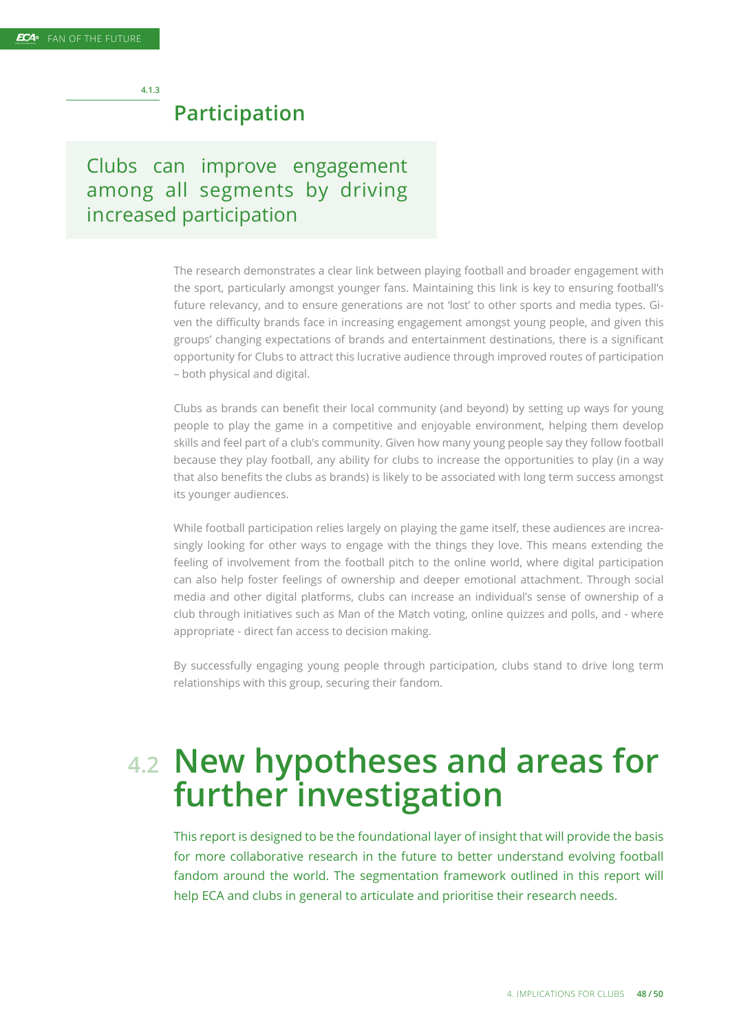### 4.1.3 Participation

**Clubs can improve engagement among all segments by driving increased participation**

The research demonstrates a clear link between playing football and broader engagement with the sport, particularly amongst younger fans. Maintaining this link is key to ensuring football's future relevancy, and to ensure generations are not 'lost' to other sports and media types. Given the difficulty brands face in increasing engagement amongst young people, and given this groups' changing expectations of brands and entertainment destinations, there is a significant opportunity for Clubs to attract this lucrative audience through improved routes of participation – both physical and digital.

Clubs as brands can benefit their local community (and beyond) by setting up ways for young people to play the game in a competitive and enjoyable environment, helping them develop skills and feel part of a club's community. Given how many young people say they follow football because they play football, any ability for clubs to increase the opportunities to play (in a way that also benefits the clubs as brands) is likely to be associated with long term success amongst its younger audiences.

While football participation relies largely on playing the game itself, these audiences are increasingly looking for other ways to engage with the things they love. This means extending the feeling of involvement from the football pitch to the online world, where digital participation can also help foster feelings of ownership and deeper emotional attachment. Through social media and other digital platforms, clubs can increase an individual's sense of ownership of a club through initiatives such as Man of the Match voting, online quizzes and polls, and - where appropriate - direct fan access to decision making.

By successfully engaging young people through participation, clubs stand to drive long term relationships with this group, securing their fandom.

## 4.2 New hypotheses and areas for further investigation

This report is designed to be the foundational layer of insight that will provide the basis for more collaborative research in the future to better understand evolving football fandom around the world. The segmentation framework outlined in this report will help ECA and clubs in general to articulate and prioritise their research needs.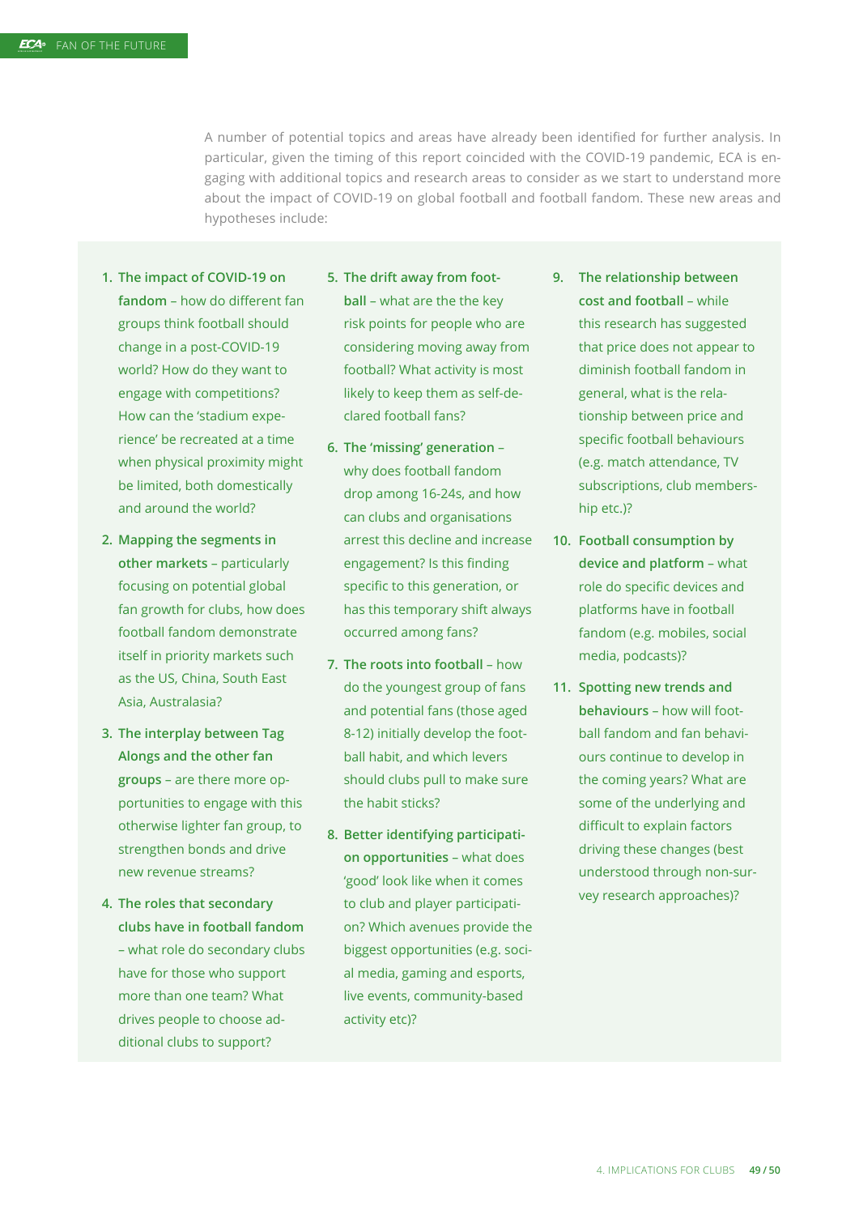A number of potential topics and areas have already been identified for further analysis. In particular, given the timing of this report coincided with the COVID-19 pandemic, ECA is engaging with additional topics and research areas to consider as we start to understand more about the impact of COVID-19 on global football and football fandom. These new areas and hypotheses include:

1. **The impact of COVID-19 on fandom** – how do different fan groups think football should change in a post-COVID-19 world? How do they want to engage with competitions? How can the 'stadium experience' be recreated at a time when physical proximity might be limited, both domestically and around the world?
2. **Mapping the segments in other markets** – particularly focusing on potential global fan growth for clubs, how does football fandom demonstrate itself in priority markets such as the US, China, South East Asia, Australasia?
3. **The interplay between Tag Alongs and the other fan groups** – are there more opportunities to engage with this otherwise lighter fan group, to strengthen bonds and drive new revenue streams?
4. **The roles that secondary clubs have in football fandom** – what role do secondary clubs have for those who support more than one team? What drives people to choose additional clubs to support?
5. **The drift away from football** – what are the the key risk points for people who are considering moving away from football? What activity is most likely to keep them as self-declared football fans?
6. **The 'missing' generation** – why does football fandom drop among 16-24s, and how can clubs and organisations arrest this decline and increase engagement? Is this finding specific to this generation, or has this temporary shift always occurred among fans?
7. **The roots into football** – how do the youngest group of fans and potential fans (those aged 8-12) initially develop the football habit, and which levers should clubs pull to make sure the habit sticks?
8. **Better identifying participation opportunities** – what does 'good' look like when it comes to club and player participation? Which avenues provide the biggest opportunities (e.g. social media, gaming and esports, live events, community-based activity etc)?
9. **The relationship between cost and football** – while this research has suggested that price does not appear to diminish football fandom in general, what is the relationship between price and specific football behaviours (e.g. match attendance, TV subscriptions, club membership etc.)?
10. **Football consumption by device and platform** – what role do specific devices and platforms have in football fandom (e.g. mobiles, social media, podcasts)?
11. **Spotting new trends and behaviours** – how will football fandom and fan behaviours continue to develop in the coming years? What are some of the underlying and difficult to explain factors driving these changes (best understood through non-survey research approaches)?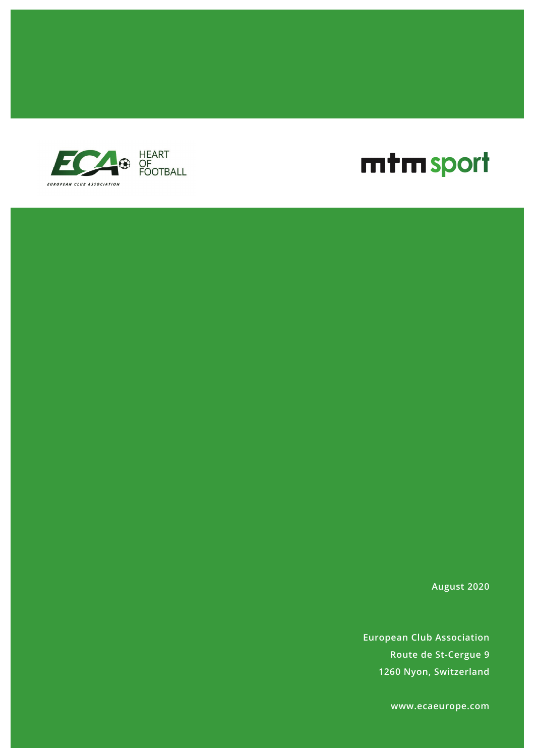August 2020

European Club Association

Route de St-Cergue 9

1260 Nyon, Switzerland

www.ecaeurope.com